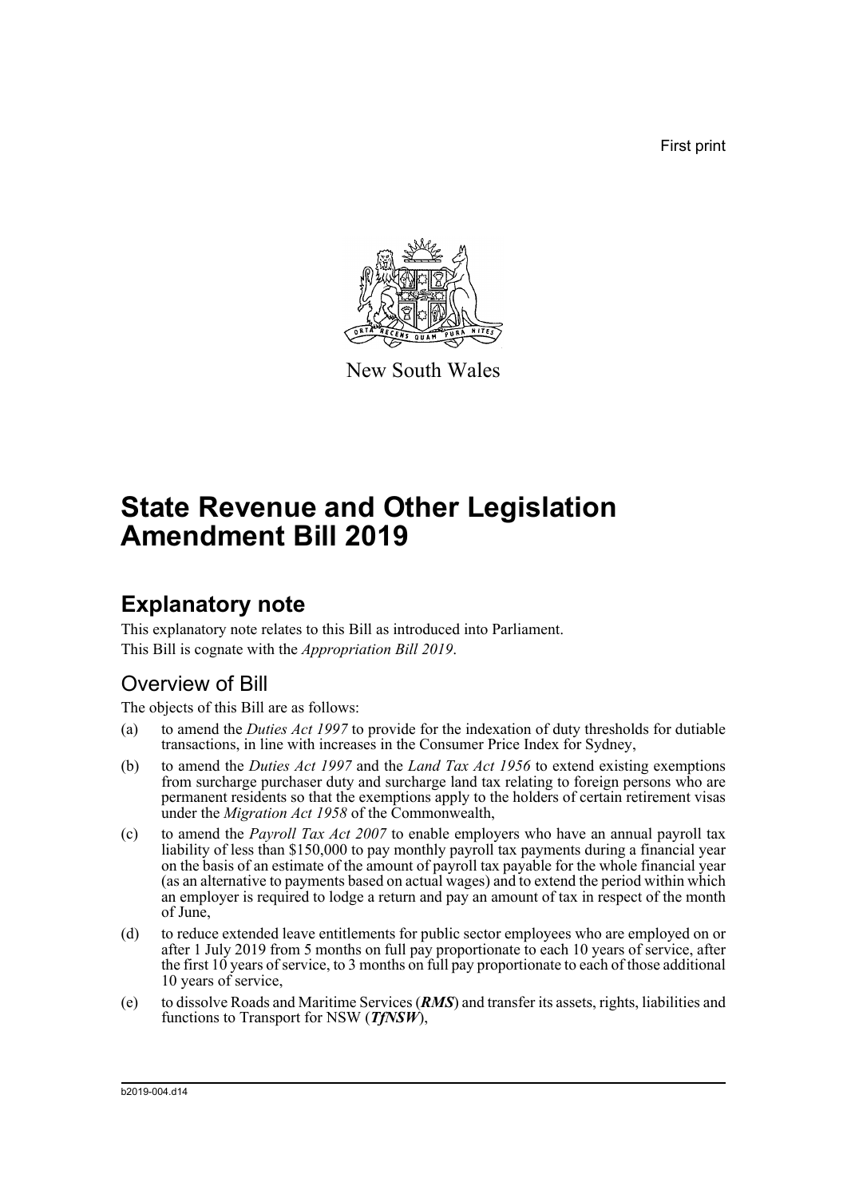First print

New South Wales

# State Revenue and Other Legislation Amendment Bill 2019

## Explanatory note

This explanatory note relates to this Bill as introduced into Parliament.

This Bill is cognate with the *Appropriation Bill 2019*.

### Overview of Bill

The objects of this Bill are as follows:

(a) to amend the *Duties Act 1997* to provide for the indexation of duty thresholds for dutiable transactions, in line with increases in the Consumer Price Index for Sydney,

(b) to amend the *Duties Act 1997* and the *Land Tax Act 1956* to extend existing exemptions from surcharge purchaser duty and surcharge land tax relating to foreign persons who are permanent residents so that the exemptions apply to the holders of certain retirement visas under the *Migration Act 1958* of the Commonwealth,

(c) to amend the *Payroll Tax Act 2007* to enable employers who have an annual payroll tax liability of less than $150,000 to pay monthly payroll tax payments during a financial year on the basis of an estimate of the amount of payroll tax payable for the whole financial year (as an alternative to payments based on actual wages) and to extend the period within which an employer is required to lodge a return and pay an amount of tax in respect of the month of June,

(d) to reduce extended leave entitlements for public sector employees who are employed on or after 1 July 2019 from 5 months on full pay proportionate to each 10 years of service, after the first 10 years of service, to 3 months on full pay proportionate to each of those additional 10 years of service,

(e) to dissolve Roads and Maritime Services (***RMS***) and transfer its assets, rights, liabilities and functions to Transport for NSW (***TfNSW***),

b2019-004.d14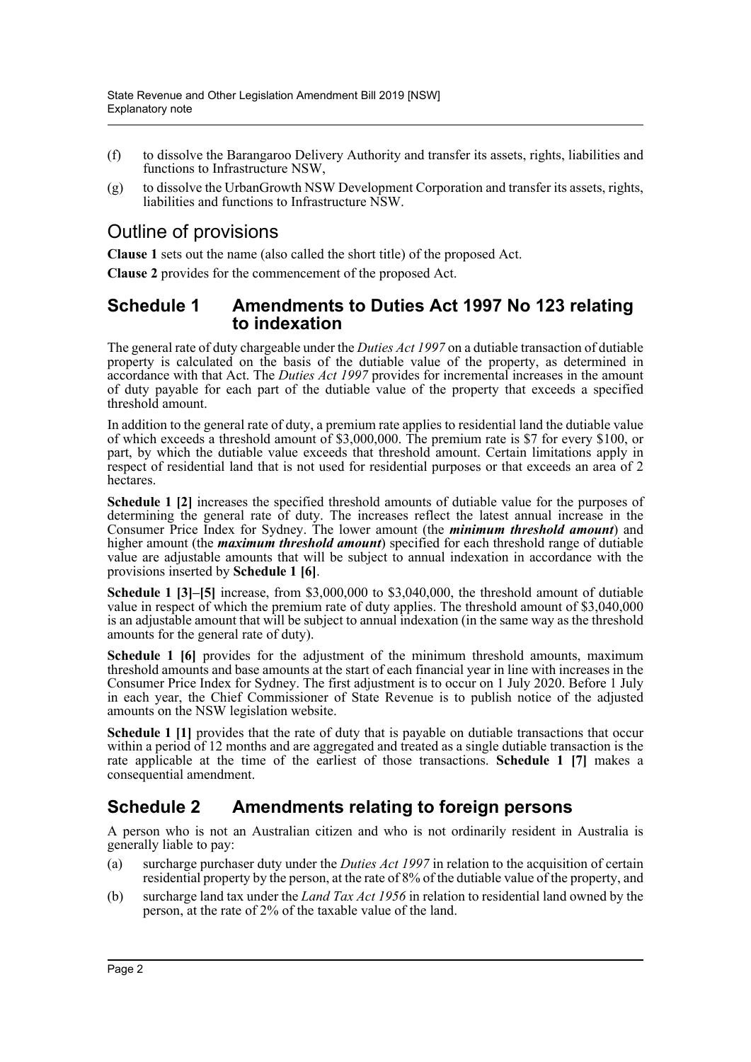(f) to dissolve the Barangaroo Delivery Authority and transfer its assets, rights, liabilities and functions to Infrastructure NSW,

(g) to dissolve the UrbanGrowth NSW Development Corporation and transfer its assets, rights, liabilities and functions to Infrastructure NSW.

## Outline of provisions

**Clause 1** sets out the name (also called the short title) of the proposed Act.

**Clause 2** provides for the commencement of the proposed Act.

### Schedule 1 Amendments to Duties Act 1997 No 123 relating to indexation

The general rate of duty chargeable under the *Duties Act 1997* on a dutiable transaction of dutiable property is calculated on the basis of the dutiable value of the property, as determined in accordance with that Act. The *Duties Act 1997* provides for incremental increases in the amount of duty payable for each part of the dutiable value of the property that exceeds a specified threshold amount.

In addition to the general rate of duty, a premium rate applies to residential land the dutiable value of which exceeds a threshold amount of $3,000,000. The premium rate is $7 for every $100, or part, by which the dutiable value exceeds that threshold amount. Certain limitations apply in respect of residential land that is not used for residential purposes or that exceeds an area of 2 hectares.

**Schedule 1 [2]** increases the specified threshold amounts of dutiable value for the purposes of determining the general rate of duty. The increases reflect the latest annual increase in the Consumer Price Index for Sydney. The lower amount (the ***minimum threshold amount***) and higher amount (the ***maximum threshold amount***) specified for each threshold range of dutiable value are adjustable amounts that will be subject to annual indexation in accordance with the provisions inserted by **Schedule 1 [6]**.

**Schedule 1 [3]–[5]** increase, from $3,000,000 to $3,040,000, the threshold amount of dutiable value in respect of which the premium rate of duty applies. The threshold amount of $3,040,000 is an adjustable amount that will be subject to annual indexation (in the same way as the threshold amounts for the general rate of duty).

**Schedule 1 [6]** provides for the adjustment of the minimum threshold amounts, maximum threshold amounts and base amounts at the start of each financial year in line with increases in the Consumer Price Index for Sydney. The first adjustment is to occur on 1 July 2020. Before 1 July in each year, the Chief Commissioner of State Revenue is to publish notice of the adjusted amounts on the NSW legislation website.

**Schedule 1 [1]** provides that the rate of duty that is payable on dutiable transactions that occur within a period of 12 months and are aggregated and treated as a single dutiable transaction is the rate applicable at the time of the earliest of those transactions. **Schedule 1 [7]** makes a consequential amendment.

### Schedule 2 Amendments relating to foreign persons

A person who is not an Australian citizen and who is not ordinarily resident in Australia is generally liable to pay:

(a) surcharge purchaser duty under the *Duties Act 1997* in relation to the acquisition of certain residential property by the person, at the rate of 8% of the dutiable value of the property, and

(b) surcharge land tax under the *Land Tax Act 1956* in relation to residential land owned by the person, at the rate of 2% of the taxable value of the land.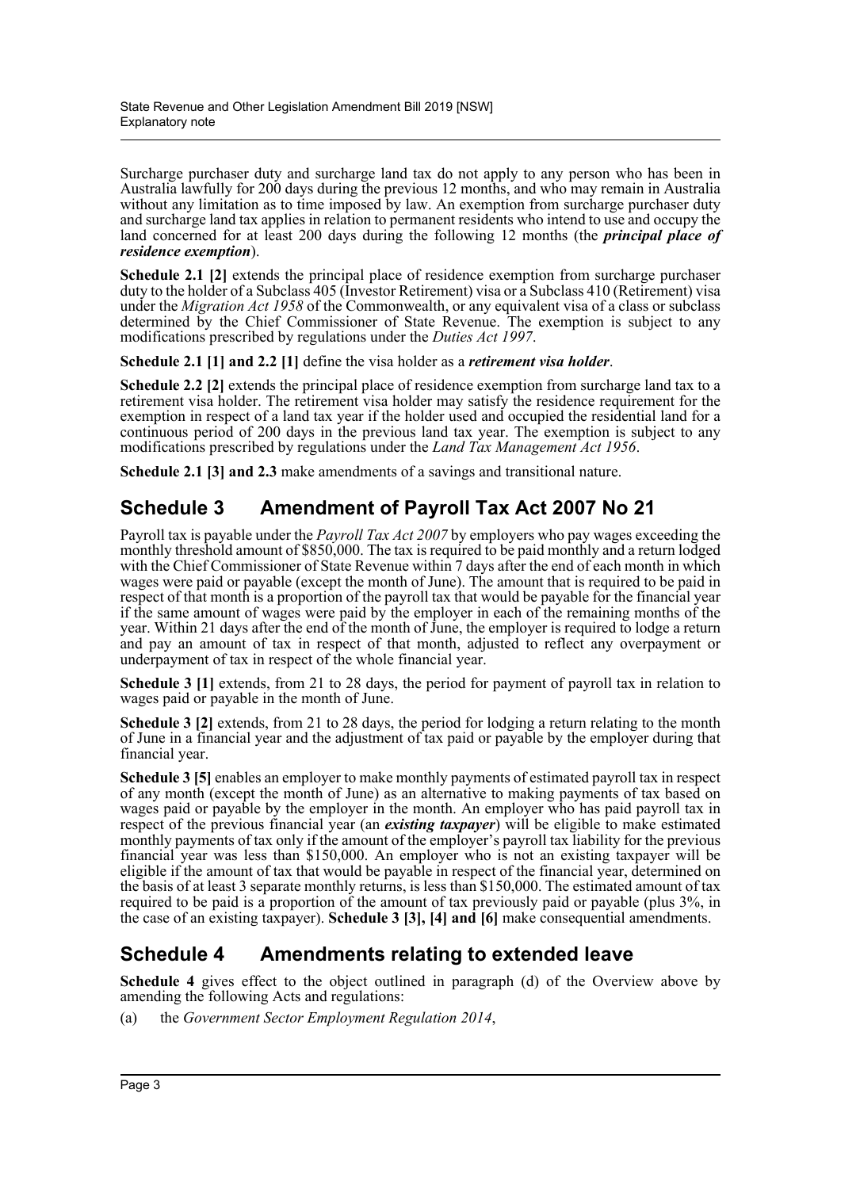Surcharge purchaser duty and surcharge land tax do not apply to any person who has been in Australia lawfully for 200 days during the previous 12 months, and who may remain in Australia without any limitation as to time imposed by law. An exemption from surcharge purchaser duty and surcharge land tax applies in relation to permanent residents who intend to use and occupy the land concerned for at least 200 days during the following 12 months (the ***principal place of residence exemption***).

**Schedule 2.1 [2]** extends the principal place of residence exemption from surcharge purchaser duty to the holder of a Subclass 405 (Investor Retirement) visa or a Subclass 410 (Retirement) visa under the *Migration Act 1958* of the Commonwealth, or any equivalent visa of a class or subclass determined by the Chief Commissioner of State Revenue. The exemption is subject to any modifications prescribed by regulations under the *Duties Act 1997*.

**Schedule 2.1 [1] and 2.2 [1]** define the visa holder as a ***retirement visa holder***.

**Schedule 2.2 [2]** extends the principal place of residence exemption from surcharge land tax to a retirement visa holder. The retirement visa holder may satisfy the residence requirement for the exemption in respect of a land tax year if the holder used and occupied the residential land for a continuous period of 200 days in the previous land tax year. The exemption is subject to any modifications prescribed by regulations under the *Land Tax Management Act 1956*.

**Schedule 2.1 [3] and 2.3** make amendments of a savings and transitional nature.

## Schedule 3 Amendment of Payroll Tax Act 2007 No 21

Payroll tax is payable under the *Payroll Tax Act 2007* by employers who pay wages exceeding the monthly threshold amount of $850,000. The tax is required to be paid monthly and a return lodged with the Chief Commissioner of State Revenue within 7 days after the end of each month in which wages were paid or payable (except the month of June). The amount that is required to be paid in respect of that month is a proportion of the payroll tax that would be payable for the financial year if the same amount of wages were paid by the employer in each of the remaining months of the year. Within 21 days after the end of the month of June, the employer is required to lodge a return and pay an amount of tax in respect of that month, adjusted to reflect any overpayment or underpayment of tax in respect of the whole financial year.

**Schedule 3 [1]** extends, from 21 to 28 days, the period for payment of payroll tax in relation to wages paid or payable in the month of June.

**Schedule 3 [2]** extends, from 21 to 28 days, the period for lodging a return relating to the month of June in a financial year and the adjustment of tax paid or payable by the employer during that financial year.

**Schedule 3 [5]** enables an employer to make monthly payments of estimated payroll tax in respect of any month (except the month of June) as an alternative to making payments of tax based on wages paid or payable by the employer in the month. An employer who has paid payroll tax in respect of the previous financial year (an ***existing taxpayer***) will be eligible to make estimated monthly payments of tax only if the amount of the employer's payroll tax liability for the previous financial year was less than $150,000. An employer who is not an existing taxpayer will be eligible if the amount of tax that would be payable in respect of the financial year, determined on the basis of at least 3 separate monthly returns, is less than $150,000. The estimated amount of tax required to be paid is a proportion of the amount of tax previously paid or payable (plus 3%, in the case of an existing taxpayer). **Schedule 3 [3], [4] and [6]** make consequential amendments.

## Schedule 4 Amendments relating to extended leave

**Schedule 4** gives effect to the object outlined in paragraph (d) of the Overview above by amending the following Acts and regulations:

(a) the *Government Sector Employment Regulation 2014*,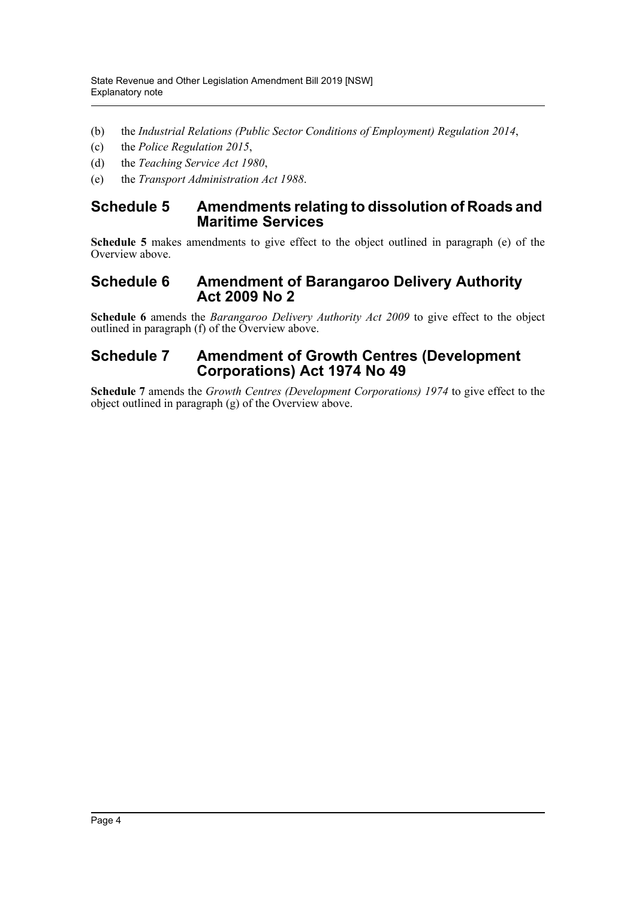(b) the *Industrial Relations (Public Sector Conditions of Employment) Regulation 2014*,

(c) the *Police Regulation 2015*,

(d) the *Teaching Service Act 1980*,

(e) the *Transport Administration Act 1988*.

## Schedule 5 Amendments relating to dissolution of Roads and Maritime Services

**Schedule 5** makes amendments to give effect to the object outlined in paragraph (e) of the Overview above.

## Schedule 6 Amendment of Barangaroo Delivery Authority Act 2009 No 2

**Schedule 6** amends the *Barangaroo Delivery Authority Act 2009* to give effect to the object outlined in paragraph (f) of the Overview above.

## Schedule 7 Amendment of Growth Centres (Development Corporations) Act 1974 No 49

**Schedule 7** amends the *Growth Centres (Development Corporations) 1974* to give effect to the object outlined in paragraph (g) of the Overview above.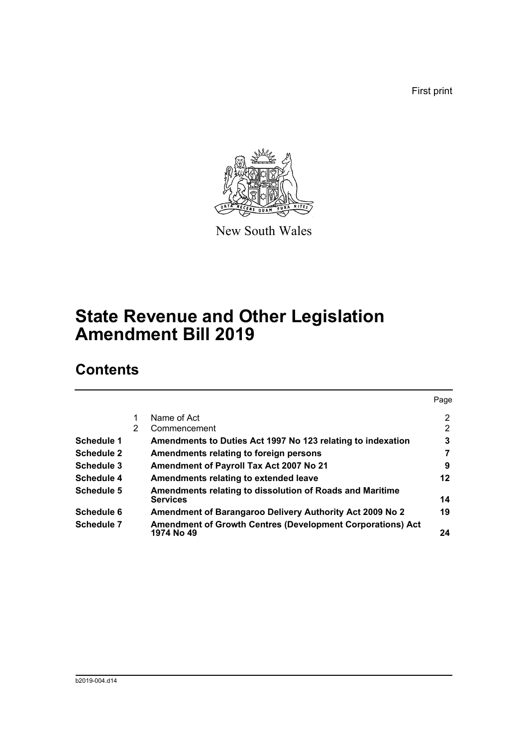First print

New South Wales

# State Revenue and Other Legislation Amendment Bill 2019

## Contents

| | | | Page |
|---|---|---|---|
| | 1 | Name of Act | 2 |
| | 2 | Commencement | 2 |
| **Schedule 1** | | **Amendments to Duties Act 1997 No 123 relating to indexation** | **3** |
| **Schedule 2** | | **Amendments relating to foreign persons** | **7** |
| **Schedule 3** | | **Amendment of Payroll Tax Act 2007 No 21** | **9** |
| **Schedule 4** | | **Amendments relating to extended leave** | **12** |
| **Schedule 5** | | **Amendments relating to dissolution of Roads and Maritime Services** | **14** |
| **Schedule 6** | | **Amendment of Barangaroo Delivery Authority Act 2009 No 2** | **19** |
| **Schedule 7** | | **Amendment of Growth Centres (Development Corporations) Act 1974 No 49** | **24** |

b2019-004.d14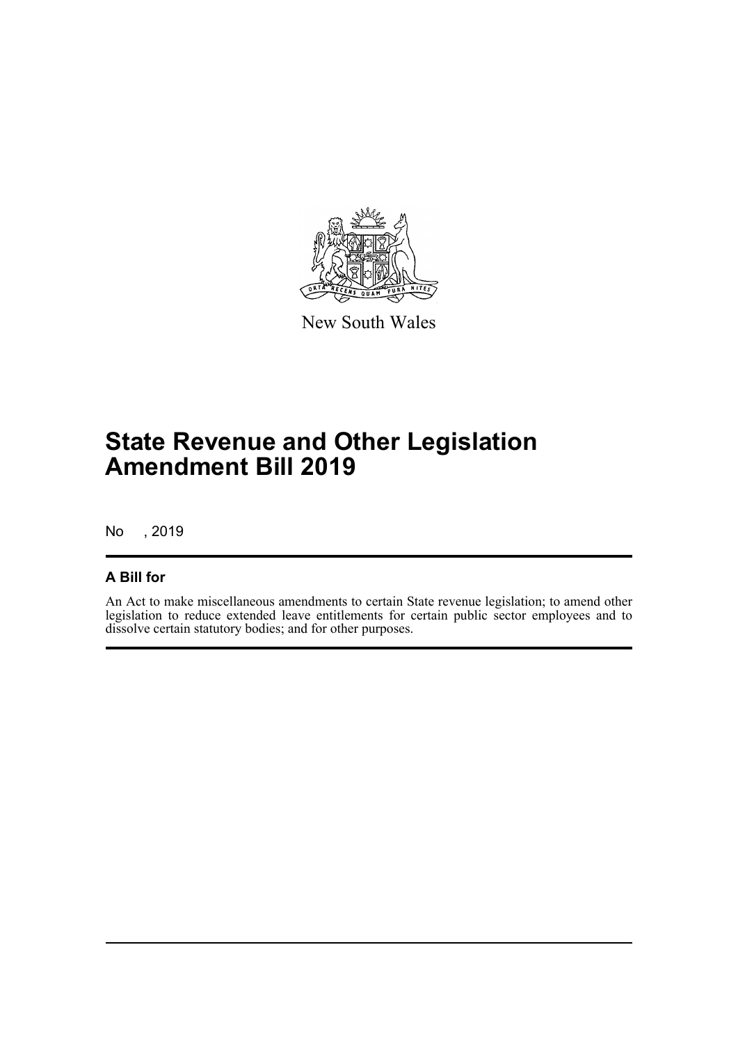New South Wales

# State Revenue and Other Legislation Amendment Bill 2019

No , 2019

## A Bill for

An Act to make miscellaneous amendments to certain State revenue legislation; to amend other legislation to reduce extended leave entitlements for certain public sector employees and to dissolve certain statutory bodies; and for other purposes.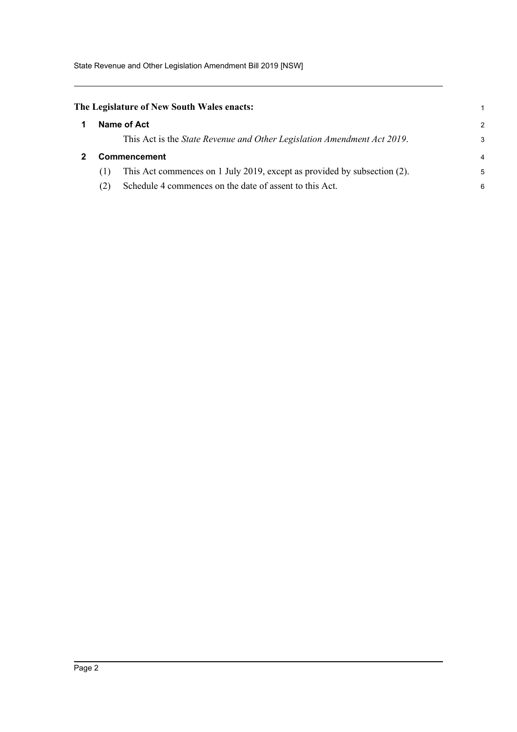**The Legislature of New South Wales enacts:**

## 1 Name of Act

This Act is the *State Revenue and Other Legislation Amendment Act 2019*.

## 2 Commencement

(1) This Act commences on 1 July 2019, except as provided by subsection (2).

(2) Schedule 4 commences on the date of assent to this Act.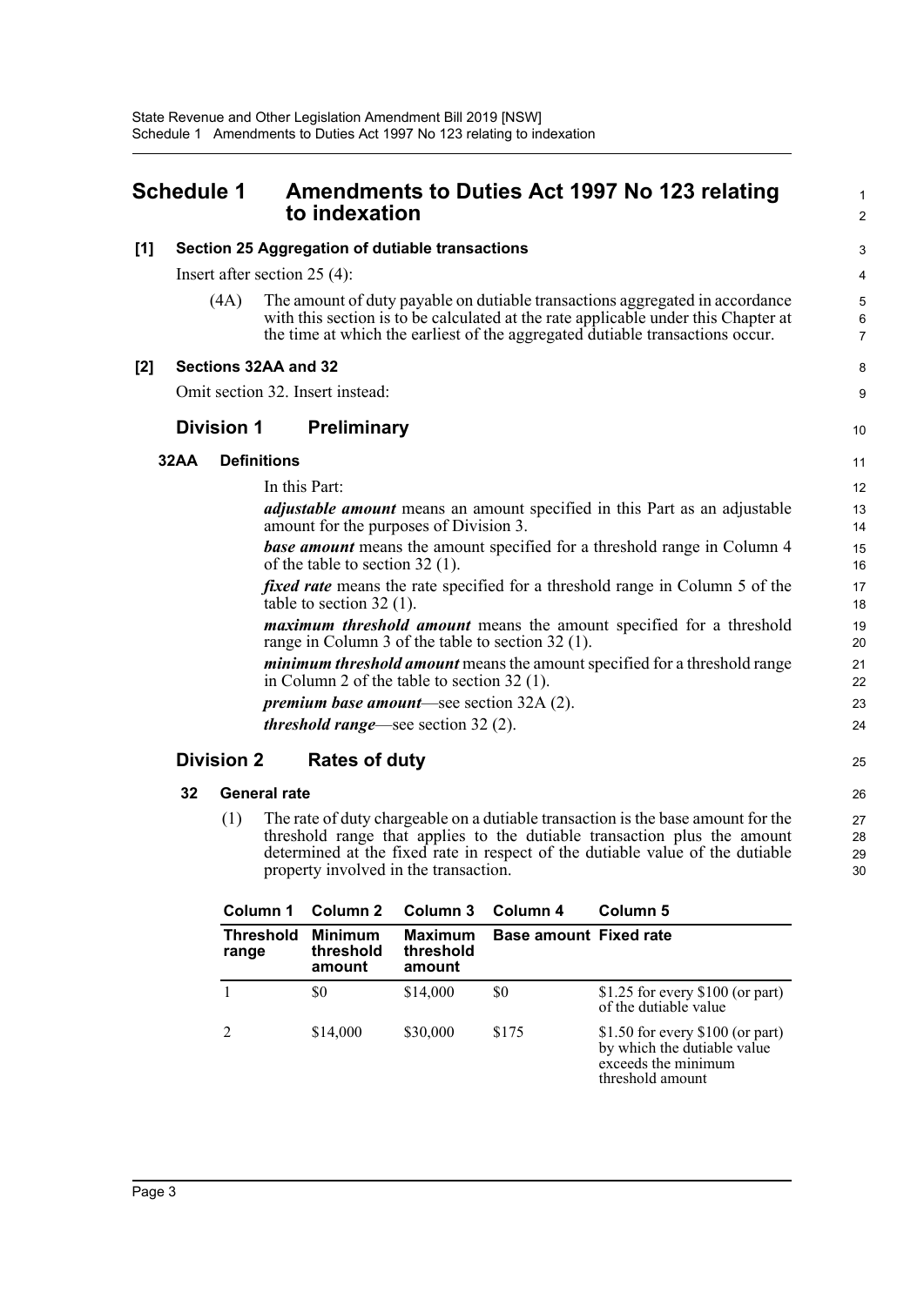## Schedule 1 Amendments to Duties Act 1997 No 123 relating to indexation

**[1] Section 25 Aggregation of dutiable transactions**

Insert after section 25 (4):

(4A) The amount of duty payable on dutiable transactions aggregated in accordance with this section is to be calculated at the rate applicable under this Chapter at the time at which the earliest of the aggregated dutiable transactions occur.

**[2] Sections 32AA and 32**

Omit section 32. Insert instead:

### Division 1 Preliminary

**32AA Definitions**

In this Part:

***adjustable amount*** means an amount specified in this Part as an adjustable amount for the purposes of Division 3.

***base amount*** means the amount specified for a threshold range in Column 4 of the table to section 32 (1).

***fixed rate*** means the rate specified for a threshold range in Column 5 of the table to section 32 (1).

***maximum threshold amount*** means the amount specified for a threshold range in Column 3 of the table to section 32 (1).

***minimum threshold amount*** means the amount specified for a threshold range in Column 2 of the table to section 32 (1).

***premium base amount***—see section 32A (2).

***threshold range***—see section 32 (2).

### Division 2 Rates of duty

**32 General rate**

(1) The rate of duty chargeable on a dutiable transaction is the base amount for the threshold range that applies to the dutiable transaction plus the amount determined at the fixed rate in respect of the dutiable value of the dutiable property involved in the transaction.

| Column 1 | Column 2 | Column 3 | Column 4 | Column 5 |
|---|---|---|---|---|
| **Threshold range** | **Minimum threshold amount** | **Maximum threshold amount** | **Base amount** | **Fixed rate** |
| 1 | $0 | $14,000 | $0 | $1.25 for every $100 (or part) of the dutiable value |
| 2 | $14,000 | $30,000 | $175 | $1.50 for every $100 (or part) by which the dutiable value exceeds the minimum threshold amount |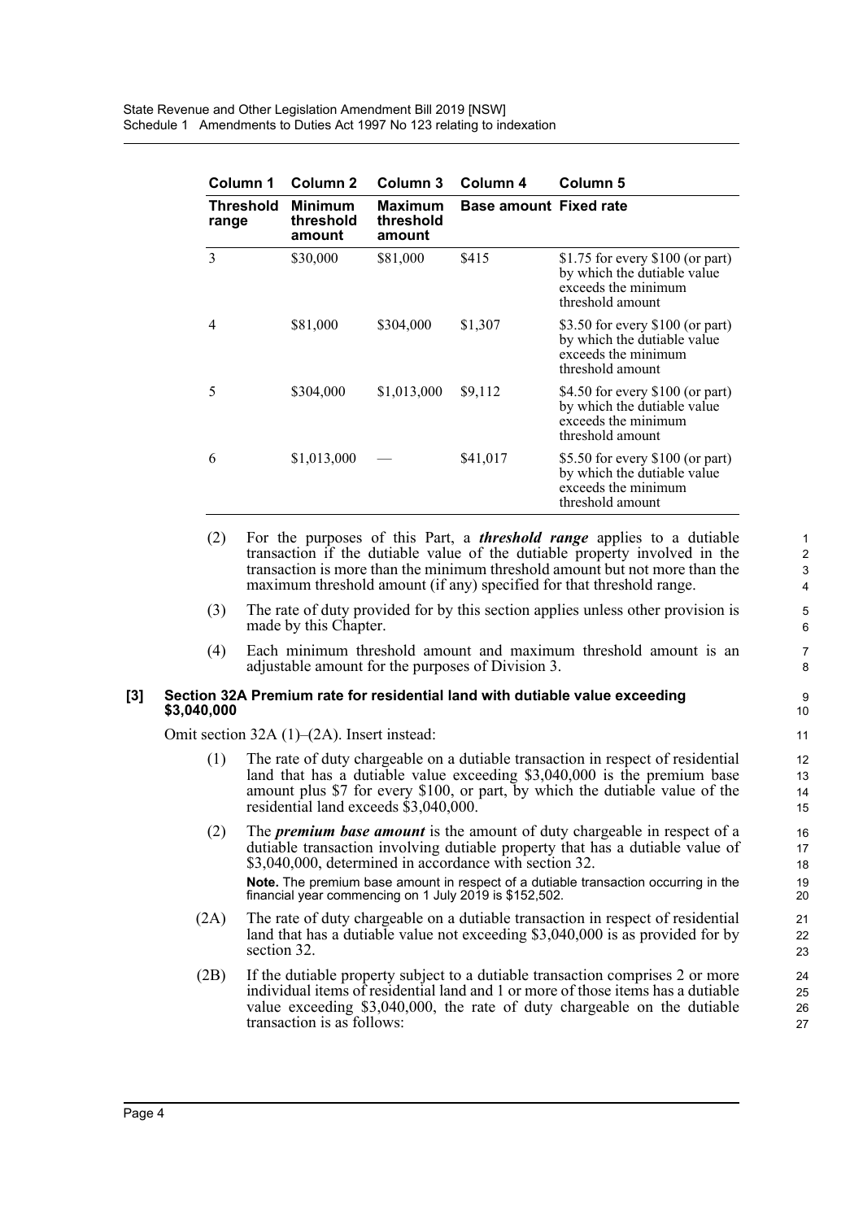| Column 1 | Column 2 | Column 3 | Column 4 | Column 5 |
|---|---|---|---|---|
| **Threshold range** | **Minimum threshold amount** | **Maximum threshold amount** | **Base amount** | **Fixed rate** |
| 3 | $30,000 | $81,000 | $415 | $1.75 for every $100 (or part) by which the dutiable value exceeds the minimum threshold amount |
| 4 | $81,000 | $304,000 | $1,307 | $3.50 for every $100 (or part) by which the dutiable value exceeds the minimum threshold amount |
| 5 | $304,000 | $1,013,000 | $9,112 | $4.50 for every $100 (or part) by which the dutiable value exceeds the minimum threshold amount |
| 6 | $1,013,000 | — | $41,017 | $5.50 for every $100 (or part) by which the dutiable value exceeds the minimum threshold amount |

(2) For the purposes of this Part, a ***threshold range*** applies to a dutiable transaction if the dutiable value of the dutiable property involved in the transaction is more than the minimum threshold amount but not more than the maximum threshold amount (if any) specified for that threshold range.

(3) The rate of duty provided for by this section applies unless other provision is made by this Chapter.

(4) Each minimum threshold amount and maximum threshold amount is an adjustable amount for the purposes of Division 3.

**[3] Section 32A Premium rate for residential land with dutiable value exceeding $3,040,000**

Omit section 32A (1)–(2A). Insert instead:

(1) The rate of duty chargeable on a dutiable transaction in respect of residential land that has a dutiable value exceeding $3,040,000 is the premium base amount plus $7 for every $100, or part, by which the dutiable value of the residential land exceeds $3,040,000.

(2) The ***premium base amount*** is the amount of duty chargeable in respect of a dutiable transaction involving dutiable property that has a dutiable value of $3,040,000, determined in accordance with section 32.

**Note.** The premium base amount in respect of a dutiable transaction occurring in the financial year commencing on 1 July 2019 is $152,502.

(2A) The rate of duty chargeable on a dutiable transaction in respect of residential land that has a dutiable value not exceeding $3,040,000 is as provided for by section 32.

(2B) If the dutiable property subject to a dutiable transaction comprises 2 or more individual items of residential land and 1 or more of those items has a dutiable value exceeding $3,040,000, the rate of duty chargeable on the dutiable transaction is as follows: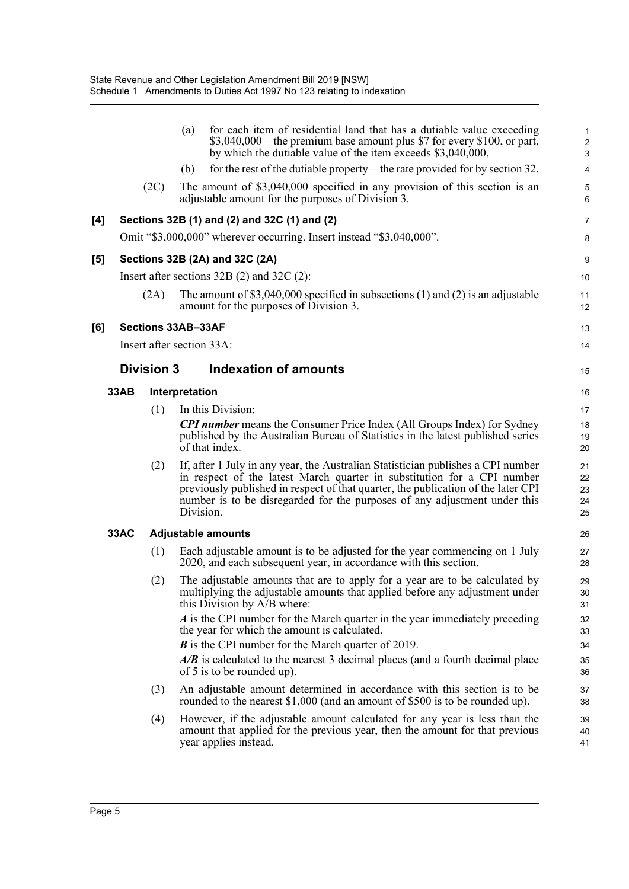(a) for each item of residential land that has a dutiable value exceeding \$3,040,000—the premium base amount plus \$7 for every \$100, or part, by which the dutiable value of the item exceeds \$3,040,000,

(b) for the rest of the dutiable property—the rate provided for by section 32.

(2C) The amount of \$3,040,000 specified in any provision of this section is an adjustable amount for the purposes of Division 3.

**[4] Sections 32B (1) and (2) and 32C (1) and (2)**

Omit "\$3,000,000" wherever occurring. Insert instead "\$3,040,000".

**[5] Sections 32B (2A) and 32C (2A)**

Insert after sections 32B (2) and 32C (2):

(2A) The amount of \$3,040,000 specified in subsections (1) and (2) is an adjustable amount for the purposes of Division 3.

**[6] Sections 33AB–33AF**

Insert after section 33A:

## Division 3 Indexation of amounts

### 33AB Interpretation

(1) In this Division:

***CPI number*** means the Consumer Price Index (All Groups Index) for Sydney published by the Australian Bureau of Statistics in the latest published series of that index.

(2) If, after 1 July in any year, the Australian Statistician publishes a CPI number in respect of the latest March quarter in substitution for a CPI number previously published in respect of that quarter, the publication of the later CPI number is to be disregarded for the purposes of any adjustment under this Division.

### 33AC Adjustable amounts

(1) Each adjustable amount is to be adjusted for the year commencing on 1 July 2020, and each subsequent year, in accordance with this section.

(2) The adjustable amounts that are to apply for a year are to be calculated by multiplying the adjustable amounts that applied before any adjustment under this Division by A/B where:

***A*** is the CPI number for the March quarter in the year immediately preceding the year for which the amount is calculated.

***B*** is the CPI number for the March quarter of 2019.

***A/B*** is calculated to the nearest 3 decimal places (and a fourth decimal place of 5 is to be rounded up).

(3) An adjustable amount determined in accordance with this section is to be rounded to the nearest \$1,000 (and an amount of \$500 is to be rounded up).

(4) However, if the adjustable amount calculated for any year is less than the amount that applied for the previous year, then the amount for that previous year applies instead.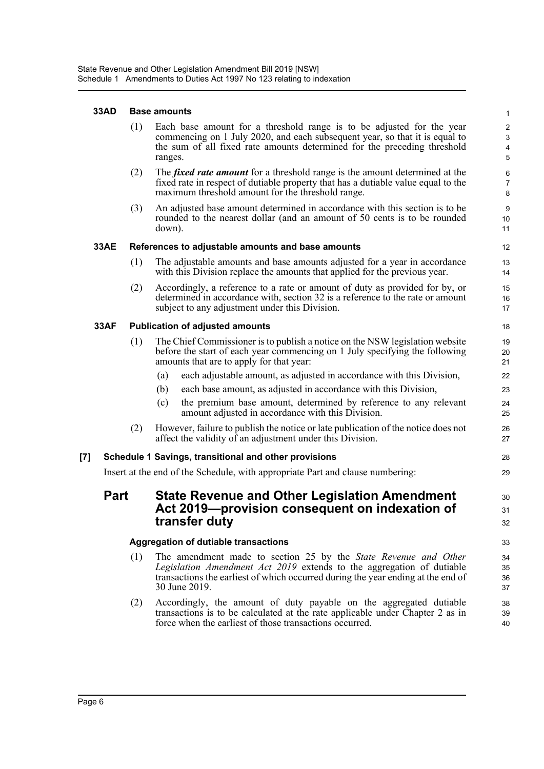**33AD Base amounts**

(1) Each base amount for a threshold range is to be adjusted for the year commencing on 1 July 2020, and each subsequent year, so that it is equal to the sum of all fixed rate amounts determined for the preceding threshold ranges.

(2) The ***fixed rate amount*** for a threshold range is the amount determined at the fixed rate in respect of dutiable property that has a dutiable value equal to the maximum threshold amount for the threshold range.

(3) An adjusted base amount determined in accordance with this section is to be rounded to the nearest dollar (and an amount of 50 cents is to be rounded down).

**33AE References to adjustable amounts and base amounts**

(1) The adjustable amounts and base amounts adjusted for a year in accordance with this Division replace the amounts that applied for the previous year.

(2) Accordingly, a reference to a rate or amount of duty as provided for by, or determined in accordance with, section 32 is a reference to the rate or amount subject to any adjustment under this Division.

**33AF Publication of adjusted amounts**

(1) The Chief Commissioner is to publish a notice on the NSW legislation website before the start of each year commencing on 1 July specifying the following amounts that are to apply for that year:

(a) each adjustable amount, as adjusted in accordance with this Division,

(b) each base amount, as adjusted in accordance with this Division,

(c) the premium base amount, determined by reference to any relevant amount adjusted in accordance with this Division.

(2) However, failure to publish the notice or late publication of the notice does not affect the validity of an adjustment under this Division.

**[7] Schedule 1 Savings, transitional and other provisions**

Insert at the end of the Schedule, with appropriate Part and clause numbering:

## Part State Revenue and Other Legislation Amendment Act 2019—provision consequent on indexation of transfer duty

**Aggregation of dutiable transactions**

(1) The amendment made to section 25 by the *State Revenue and Other Legislation Amendment Act 2019* extends to the aggregation of dutiable transactions the earliest of which occurred during the year ending at the end of 30 June 2019.

(2) Accordingly, the amount of duty payable on the aggregated dutiable transactions is to be calculated at the rate applicable under Chapter 2 as in force when the earliest of those transactions occurred.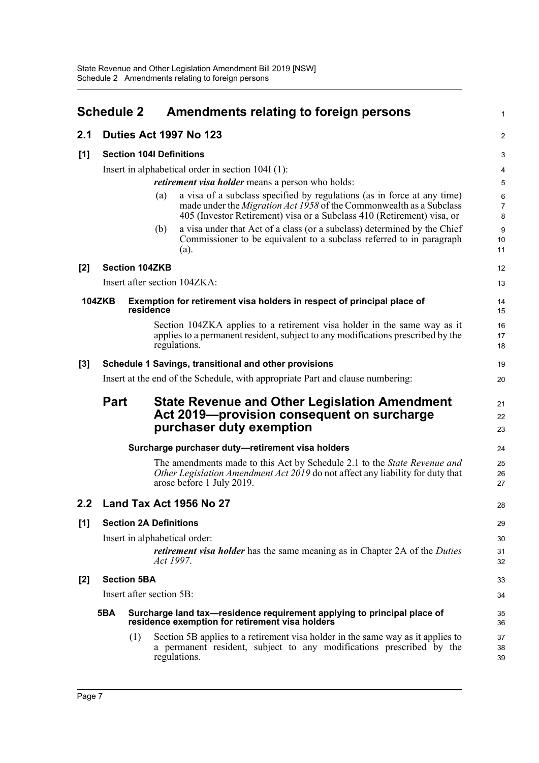# Schedule 2 Amendments relating to foreign persons

## 2.1 Duties Act 1997 No 123

### [1] Section 104I Definitions

Insert in alphabetical order in section 104I (1):

> ***retirement visa holder*** means a person who holds:
>
> (a) a visa of a subclass specified by regulations (as in force at any time) made under the *Migration Act 1958* of the Commonwealth as a Subclass 405 (Investor Retirement) visa or a Subclass 410 (Retirement) visa, or
>
> (b) a visa under that Act of a class (or a subclass) determined by the Chief Commissioner to be equivalent to a subclass referred to in paragraph (a).

### [2] Section 104ZKB

Insert after section 104ZKA:

> **104ZKB Exemption for retirement visa holders in respect of principal place of residence**
>
> Section 104ZKA applies to a retirement visa holder in the same way as it applies to a permanent resident, subject to any modifications prescribed by the regulations.

### [3] Schedule 1 Savings, transitional and other provisions

Insert at the end of the Schedule, with appropriate Part and clause numbering:

> **Part State Revenue and Other Legislation Amendment Act 2019—provision consequent on surcharge purchaser duty exemption**
>
> **Surcharge purchaser duty—retirement visa holders**
>
> The amendments made to this Act by Schedule 2.1 to the *State Revenue and Other Legislation Amendment Act 2019* do not affect any liability for duty that arose before 1 July 2019.

## 2.2 Land Tax Act 1956 No 27

### [1] Section 2A Definitions

Insert in alphabetical order:

> ***retirement visa holder*** has the same meaning as in Chapter 2A of the *Duties Act 1997*.

### [2] Section 5BA

Insert after section 5B:

> **5BA Surcharge land tax—residence requirement applying to principal place of residence exemption for retirement visa holders**
>
> (1) Section 5B applies to a retirement visa holder in the same way as it applies to a permanent resident, subject to any modifications prescribed by the regulations.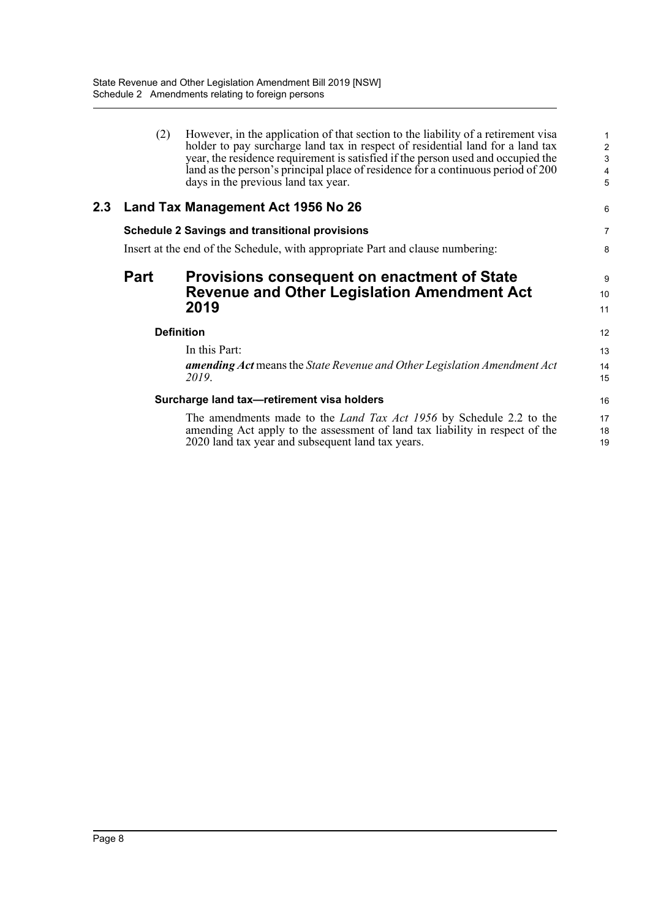(2) However, in the application of that section to the liability of a retirement visa holder to pay surcharge land tax in respect of residential land for a land tax year, the residence requirement is satisfied if the person used and occupied the land as the person's principal place of residence for a continuous period of 200 days in the previous land tax year.

## 2.3 Land Tax Management Act 1956 No 26

### Schedule 2 Savings and transitional provisions

Insert at the end of the Schedule, with appropriate Part and clause numbering:

# Part Provisions consequent on enactment of State Revenue and Other Legislation Amendment Act 2019

### Definition

In this Part:

***amending Act*** means the *State Revenue and Other Legislation Amendment Act 2019*.

### Surcharge land tax—retirement visa holders

The amendments made to the *Land Tax Act 1956* by Schedule 2.2 to the amending Act apply to the assessment of land tax liability in respect of the 2020 land tax year and subsequent land tax years.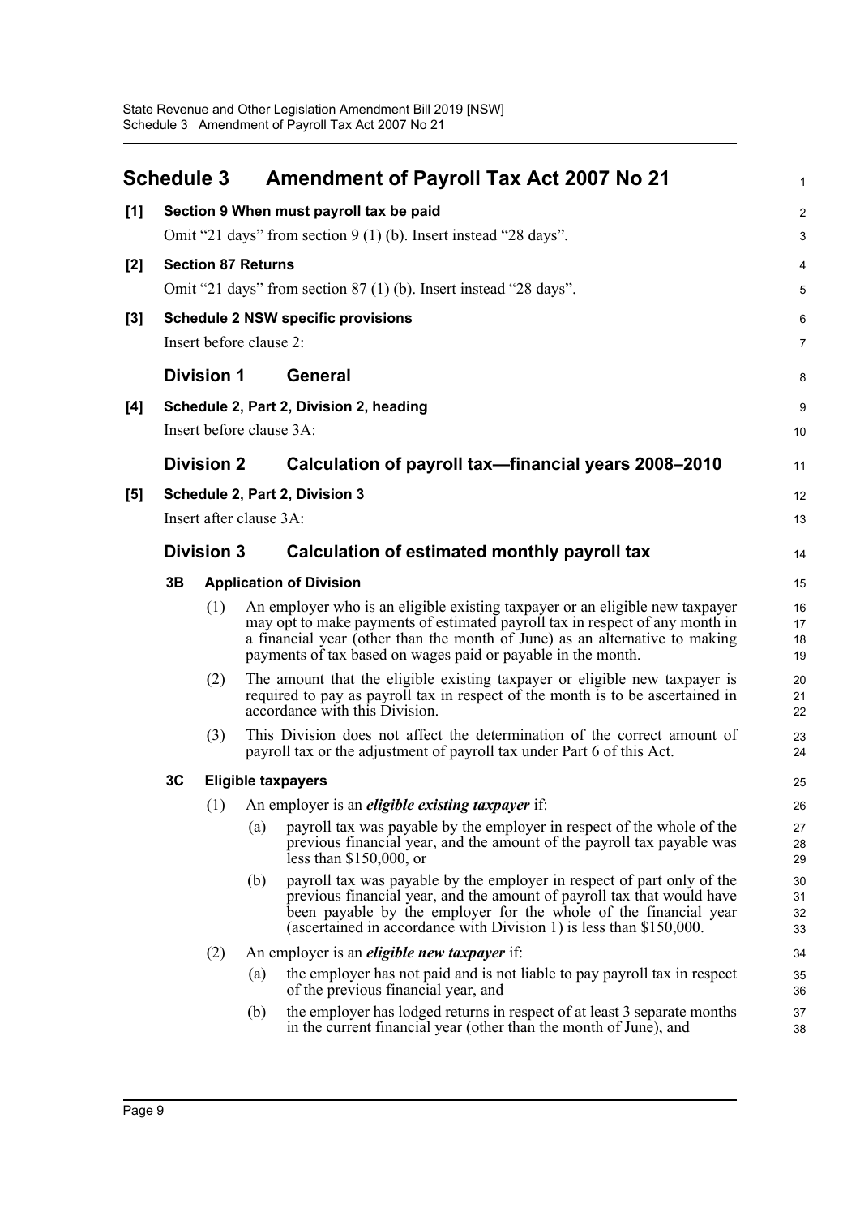## Schedule 3 Amendment of Payroll Tax Act 2007 No 21

**[1] Section 9 When must payroll tax be paid**

Omit "21 days" from section 9 (1) (b). Insert instead "28 days".

**[2] Section 87 Returns**

Omit "21 days" from section 87 (1) (b). Insert instead "28 days".

**[3] Schedule 2 NSW specific provisions**

Insert before clause 2:

### Division 1 General

**[4] Schedule 2, Part 2, Division 2, heading**

Insert before clause 3A:

### Division 2 Calculation of payroll tax—financial years 2008–2010

**[5] Schedule 2, Part 2, Division 3**

Insert after clause 3A:

### Division 3 Calculation of estimated monthly payroll tax

**3B Application of Division**

(1) An employer who is an eligible existing taxpayer or an eligible new taxpayer may opt to make payments of estimated payroll tax in respect of any month in a financial year (other than the month of June) as an alternative to making payments of tax based on wages paid or payable in the month.

(2) The amount that the eligible existing taxpayer or eligible new taxpayer is required to pay as payroll tax in respect of the month is to be ascertained in accordance with this Division.

(3) This Division does not affect the determination of the correct amount of payroll tax or the adjustment of payroll tax under Part 6 of this Act.

**3C Eligible taxpayers**

(1) An employer is an ***eligible existing taxpayer*** if:

(a) payroll tax was payable by the employer in respect of the whole of the previous financial year, and the amount of the payroll tax payable was less than $150,000, or

(b) payroll tax was payable by the employer in respect of part only of the previous financial year, and the amount of payroll tax that would have been payable by the employer for the whole of the financial year (ascertained in accordance with Division 1) is less than $150,000.

(2) An employer is an ***eligible new taxpayer*** if:

(a) the employer has not paid and is not liable to pay payroll tax in respect of the previous financial year, and

(b) the employer has lodged returns in respect of at least 3 separate months in the current financial year (other than the month of June), and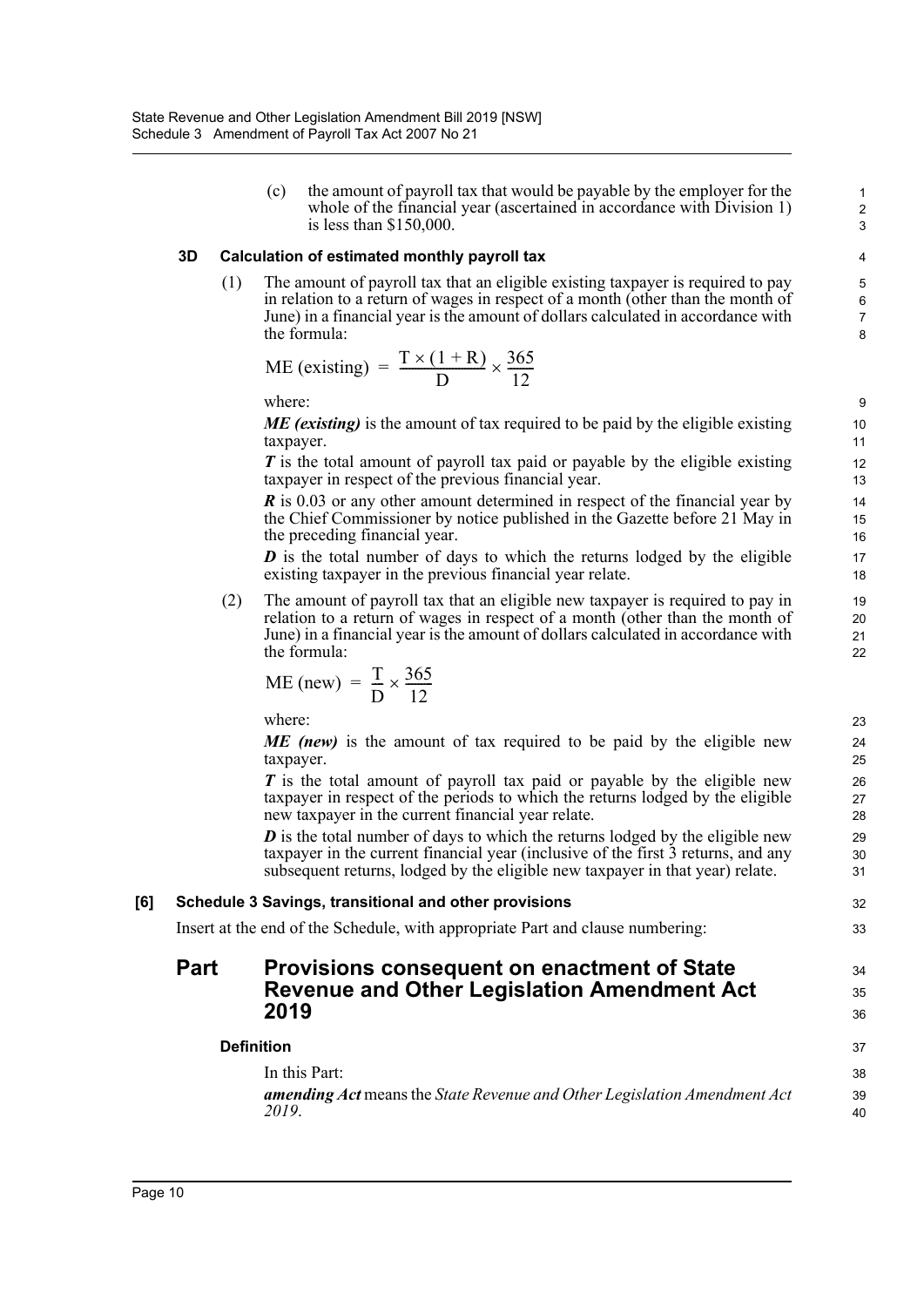(c) the amount of payroll tax that would be payable by the employer for the whole of the financial year (ascertained in accordance with Division 1) is less than \$150,000.

### 3D Calculation of estimated monthly payroll tax

(1) The amount of payroll tax that an eligible existing taxpayer is required to pay in relation to a return of wages in respect of a month (other than the month of June) in a financial year is the amount of dollars calculated in accordance with the formula:

$$\text{ME (existing)} = \frac{T \times (1 + R)}{D} \times \frac{365}{12}$$

where:

***ME (existing)*** is the amount of tax required to be paid by the eligible existing taxpayer.

***T*** is the total amount of payroll tax paid or payable by the eligible existing taxpayer in respect of the previous financial year.

***R*** is 0.03 or any other amount determined in respect of the financial year by the Chief Commissioner by notice published in the Gazette before 21 May in the preceding financial year.

***D*** is the total number of days to which the returns lodged by the eligible existing taxpayer in the previous financial year relate.

(2) The amount of payroll tax that an eligible new taxpayer is required to pay in relation to a return of wages in respect of a month (other than the month of June) in a financial year is the amount of dollars calculated in accordance with the formula:

$$\text{ME (new)} = \frac{T}{D} \times \frac{365}{12}$$

where:

***ME (new)*** is the amount of tax required to be paid by the eligible new taxpayer.

***T*** is the total amount of payroll tax paid or payable by the eligible new taxpayer in respect of the periods to which the returns lodged by the eligible new taxpayer in the current financial year relate.

***D*** is the total number of days to which the returns lodged by the eligible new taxpayer in the current financial year (inclusive of the first 3 returns, and any subsequent returns, lodged by the eligible new taxpayer in that year) relate.

### [6] Schedule 3 Savings, transitional and other provisions

Insert at the end of the Schedule, with appropriate Part and clause numbering:

## Part Provisions consequent on enactment of State Revenue and Other Legislation Amendment Act 2019

#### Definition

In this Part:

***amending Act*** means the *State Revenue and Other Legislation Amendment Act 2019*.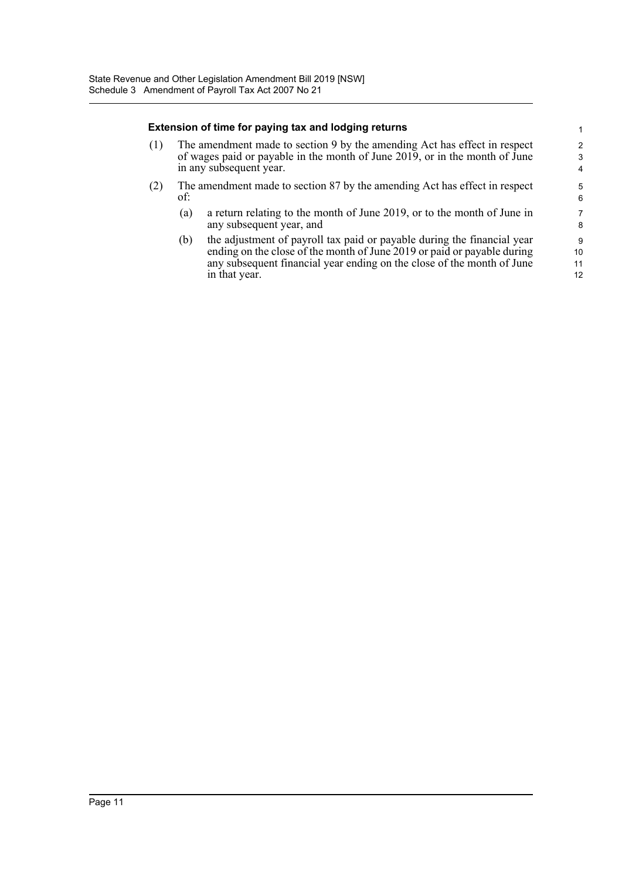### Extension of time for paying tax and lodging returns

(1) The amendment made to section 9 by the amending Act has effect in respect of wages paid or payable in the month of June 2019, or in the month of June in any subsequent year.

(2) The amendment made to section 87 by the amending Act has effect in respect of:

(a) a return relating to the month of June 2019, or to the month of June in any subsequent year, and

(b) the adjustment of payroll tax paid or payable during the financial year ending on the close of the month of June 2019 or paid or payable during any subsequent financial year ending on the close of the month of June in that year.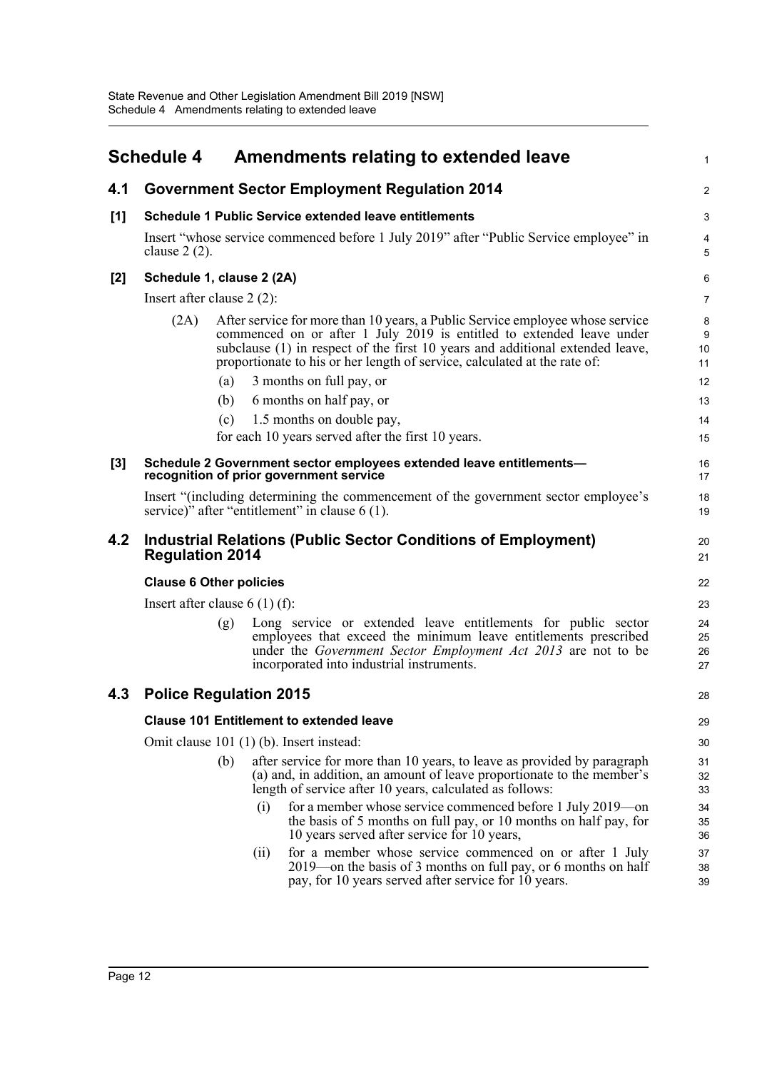# Schedule 4 Amendments relating to extended leave

## 4.1 Government Sector Employment Regulation 2014

### [1] Schedule 1 Public Service extended leave entitlements

Insert "whose service commenced before 1 July 2019" after "Public Service employee" in clause 2 (2).

### [2] Schedule 1, clause 2 (2A)

Insert after clause 2 (2):

> (2A) After service for more than 10 years, a Public Service employee whose service commenced on or after 1 July 2019 is entitled to extended leave under subclause (1) in respect of the first 10 years and additional extended leave, proportionate to his or her length of service, calculated at the rate of:
>
> (a) 3 months on full pay, or
>
> (b) 6 months on half pay, or
>
> (c) 1.5 months on double pay,
>
> for each 10 years served after the first 10 years.

### [3] Schedule 2 Government sector employees extended leave entitlements—recognition of prior government service

Insert "(including determining the commencement of the government sector employee's service)" after "entitlement" in clause 6 (1).

## 4.2 Industrial Relations (Public Sector Conditions of Employment) Regulation 2014

### Clause 6 Other policies

Insert after clause 6 (1) (f):

> (g) Long service or extended leave entitlements for public sector employees that exceed the minimum leave entitlements prescribed under the *Government Sector Employment Act 2013* are not to be incorporated into industrial instruments.

## 4.3 Police Regulation 2015

### Clause 101 Entitlement to extended leave

Omit clause 101 (1) (b). Insert instead:

> (b) after service for more than 10 years, to leave as provided by paragraph (a) and, in addition, an amount of leave proportionate to the member's length of service after 10 years, calculated as follows:
>
> (i) for a member whose service commenced before 1 July 2019—on the basis of 5 months on full pay, or 10 months on half pay, for 10 years served after service for 10 years,
>
> (ii) for a member whose service commenced on or after 1 July 2019—on the basis of 3 months on full pay, or 6 months on half pay, for 10 years served after service for 10 years.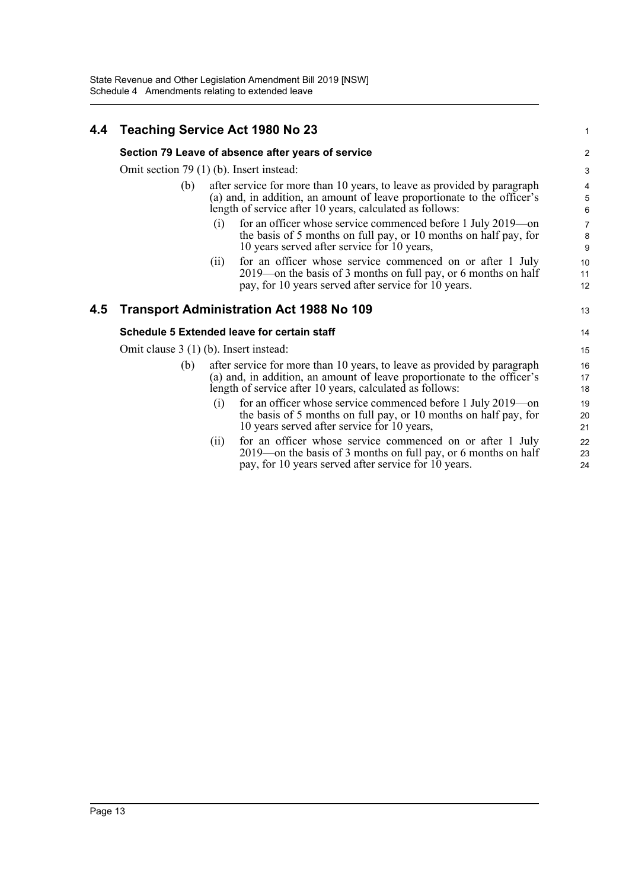## 4.4 Teaching Service Act 1980 No 23

### Section 79 Leave of absence after years of service

Omit section 79 (1) (b). Insert instead:

(b) after service for more than 10 years, to leave as provided by paragraph (a) and, in addition, an amount of leave proportionate to the officer's length of service after 10 years, calculated as follows:

  (i) for an officer whose service commenced before 1 July 2019—on the basis of 5 months on full pay, or 10 months on half pay, for 10 years served after service for 10 years,

  (ii) for an officer whose service commenced on or after 1 July 2019—on the basis of 3 months on full pay, or 6 months on half pay, for 10 years served after service for 10 years.

## 4.5 Transport Administration Act 1988 No 109

### Schedule 5 Extended leave for certain staff

Omit clause 3 (1) (b). Insert instead:

(b) after service for more than 10 years, to leave as provided by paragraph (a) and, in addition, an amount of leave proportionate to the officer's length of service after 10 years, calculated as follows:

  (i) for an officer whose service commenced before 1 July 2019—on the basis of 5 months on full pay, or 10 months on half pay, for 10 years served after service for 10 years,

  (ii) for an officer whose service commenced on or after 1 July 2019—on the basis of 3 months on full pay, or 6 months on half pay, for 10 years served after service for 10 years.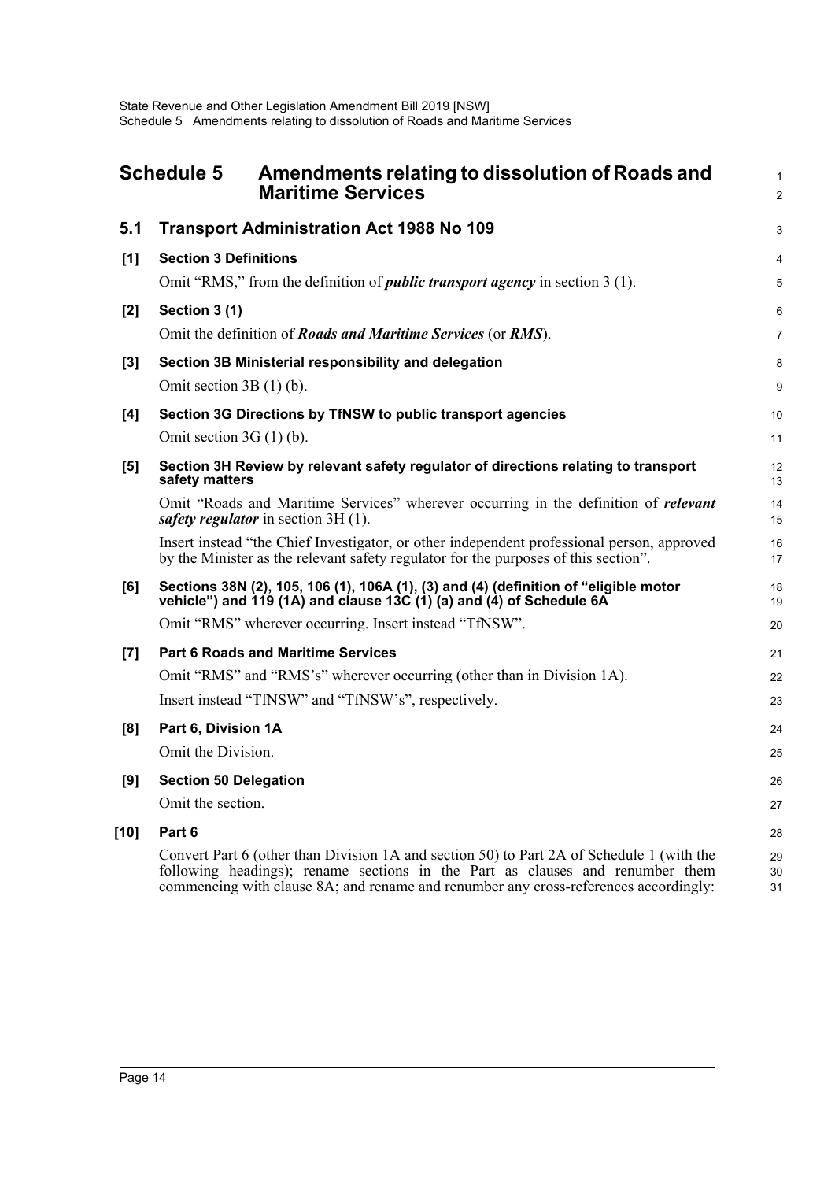## Schedule 5 Amendments relating to dissolution of Roads and Maritime Services

### 5.1 Transport Administration Act 1988 No 109

**[1] Section 3 Definitions**

Omit "RMS," from the definition of ***public transport agency*** in section 3 (1).

**[2] Section 3 (1)**

Omit the definition of ***Roads and Maritime Services*** (or ***RMS***).

**[3] Section 3B Ministerial responsibility and delegation**

Omit section 3B (1) (b).

**[4] Section 3G Directions by TfNSW to public transport agencies**

Omit section 3G (1) (b).

**[5] Section 3H Review by relevant safety regulator of directions relating to transport safety matters**

Omit "Roads and Maritime Services" wherever occurring in the definition of ***relevant safety regulator*** in section 3H (1).

Insert instead "the Chief Investigator, or other independent professional person, approved by the Minister as the relevant safety regulator for the purposes of this section".

**[6] Sections 38N (2), 105, 106 (1), 106A (1), (3) and (4) (definition of "eligible motor vehicle") and 119 (1A) and clause 13C (1) (a) and (4) of Schedule 6A**

Omit "RMS" wherever occurring. Insert instead "TfNSW".

**[7] Part 6 Roads and Maritime Services**

Omit "RMS" and "RMS's" wherever occurring (other than in Division 1A).

Insert instead "TfNSW" and "TfNSW's", respectively.

**[8] Part 6, Division 1A**

Omit the Division.

**[9] Section 50 Delegation**

Omit the section.

**[10] Part 6**

Convert Part 6 (other than Division 1A and section 50) to Part 2A of Schedule 1 (with the following headings); rename sections in the Part as clauses and renumber them commencing with clause 8A; and rename and renumber any cross-references accordingly: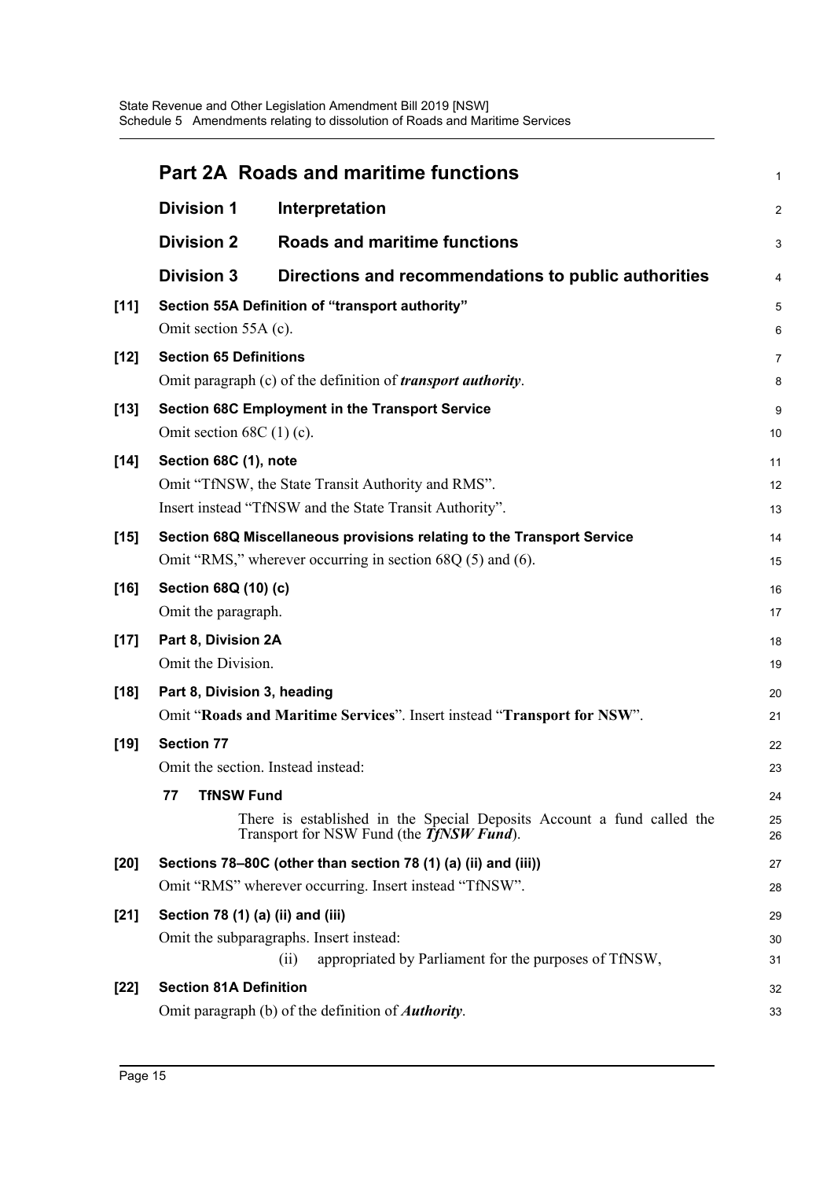## Part 2A Roads and maritime functions

### Division 1 Interpretation

### Division 2 Roads and maritime functions

### Division 3 Directions and recommendations to public authorities

**[11] Section 55A Definition of "transport authority"**

Omit section 55A (c).

**[12] Section 65 Definitions**

Omit paragraph (c) of the definition of ***transport authority***.

**[13] Section 68C Employment in the Transport Service**

Omit section 68C (1) (c).

**[14] Section 68C (1), note**

Omit "TfNSW, the State Transit Authority and RMS".

Insert instead "TfNSW and the State Transit Authority".

**[15] Section 68Q Miscellaneous provisions relating to the Transport Service**

Omit "RMS," wherever occurring in section 68Q (5) and (6).

**[16] Section 68Q (10) (c)**

Omit the paragraph.

**[17] Part 8, Division 2A**

Omit the Division.

**[18] Part 8, Division 3, heading**

Omit "**Roads and Maritime Services**". Insert instead "**Transport for NSW**".

**[19] Section 77**

Omit the section. Instead instead:

**77 TfNSW Fund**

There is established in the Special Deposits Account a fund called the Transport for NSW Fund (the ***TfNSW Fund***).

**[20] Sections 78–80C (other than section 78 (1) (a) (ii) and (iii))**

Omit "RMS" wherever occurring. Insert instead "TfNSW".

**[21] Section 78 (1) (a) (ii) and (iii)**

Omit the subparagraphs. Insert instead:

(ii) appropriated by Parliament for the purposes of TfNSW,

**[22] Section 81A Definition**

Omit paragraph (b) of the definition of ***Authority***.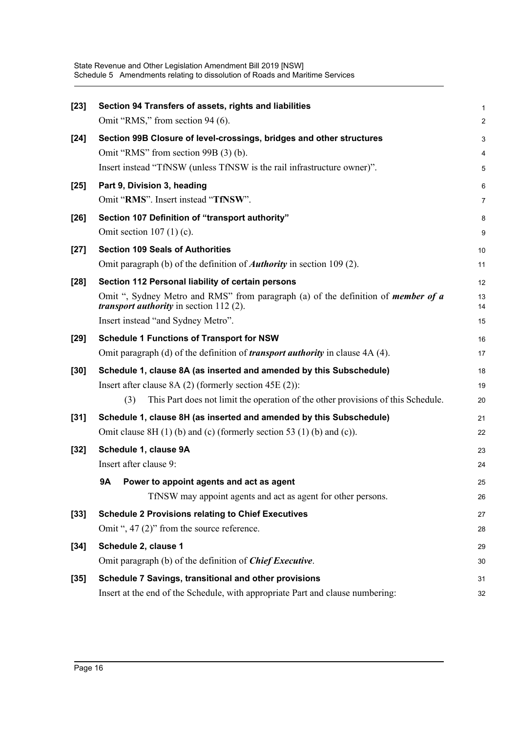**[23] Section 94 Transfers of assets, rights and liabilities**

Omit "RMS," from section 94 (6).

**[24] Section 99B Closure of level-crossings, bridges and other structures**

Omit "RMS" from section 99B (3) (b).

Insert instead "TfNSW (unless TfNSW is the rail infrastructure owner)".

**[25] Part 9, Division 3, heading**

Omit "**RMS**". Insert instead "**TfNSW**".

**[26] Section 107 Definition of "transport authority"**

Omit section 107 (1) (c).

**[27] Section 109 Seals of Authorities**

Omit paragraph (b) of the definition of ***Authority*** in section 109 (2).

**[28] Section 112 Personal liability of certain persons**

Omit ", Sydney Metro and RMS" from paragraph (a) of the definition of ***member of a transport authority*** in section 112 (2).

Insert instead "and Sydney Metro".

**[29] Schedule 1 Functions of Transport for NSW**

Omit paragraph (d) of the definition of ***transport authority*** in clause 4A (4).

**[30] Schedule 1, clause 8A (as inserted and amended by this Subschedule)**

Insert after clause 8A (2) (formerly section 45E (2)):

(3) This Part does not limit the operation of the other provisions of this Schedule.

**[31] Schedule 1, clause 8H (as inserted and amended by this Subschedule)**

Omit clause 8H (1) (b) and (c) (formerly section 53 (1) (b) and (c)).

**[32] Schedule 1, clause 9A**

Insert after clause 9:

**9A Power to appoint agents and act as agent**

TfNSW may appoint agents and act as agent for other persons.

**[33] Schedule 2 Provisions relating to Chief Executives**

Omit ", 47 (2)" from the source reference.

**[34] Schedule 2, clause 1**

Omit paragraph (b) of the definition of ***Chief Executive***.

**[35] Schedule 7 Savings, transitional and other provisions**

Insert at the end of the Schedule, with appropriate Part and clause numbering: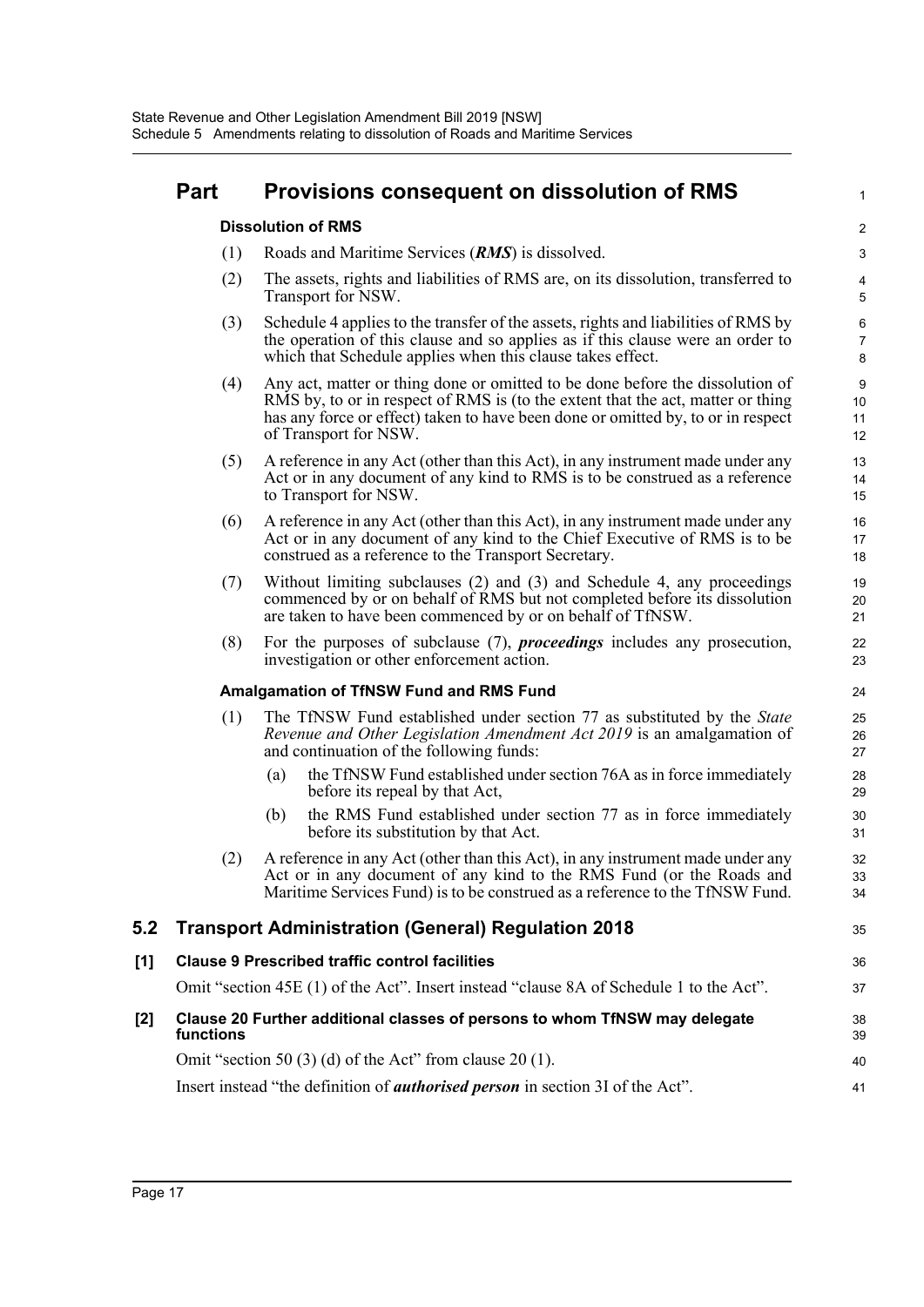## Part Provisions consequent on dissolution of RMS

### Dissolution of RMS

(1) Roads and Maritime Services (***RMS***) is dissolved.

(2) The assets, rights and liabilities of RMS are, on its dissolution, transferred to Transport for NSW.

(3) Schedule 4 applies to the transfer of the assets, rights and liabilities of RMS by the operation of this clause and so applies as if this clause were an order to which that Schedule applies when this clause takes effect.

(4) Any act, matter or thing done or omitted to be done before the dissolution of RMS by, to or in respect of RMS is (to the extent that the act, matter or thing has any force or effect) taken to have been done or omitted by, to or in respect of Transport for NSW.

(5) A reference in any Act (other than this Act), in any instrument made under any Act or in any document of any kind to RMS is to be construed as a reference to Transport for NSW.

(6) A reference in any Act (other than this Act), in any instrument made under any Act or in any document of any kind to the Chief Executive of RMS is to be construed as a reference to the Transport Secretary.

(7) Without limiting subclauses (2) and (3) and Schedule 4, any proceedings commenced by or on behalf of RMS but not completed before its dissolution are taken to have been commenced by or on behalf of TfNSW.

(8) For the purposes of subclause (7), ***proceedings*** includes any prosecution, investigation or other enforcement action.

### Amalgamation of TfNSW Fund and RMS Fund

(1) The TfNSW Fund established under section 77 as substituted by the *State Revenue and Other Legislation Amendment Act 2019* is an amalgamation of and continuation of the following funds:

(a) the TfNSW Fund established under section 76A as in force immediately before its repeal by that Act,

(b) the RMS Fund established under section 77 as in force immediately before its substitution by that Act.

(2) A reference in any Act (other than this Act), in any instrument made under any Act or in any document of any kind to the RMS Fund (or the Roads and Maritime Services Fund) is to be construed as a reference to the TfNSW Fund.

## 5.2 Transport Administration (General) Regulation 2018

### [1] Clause 9 Prescribed traffic control facilities

Omit "section 45E (1) of the Act". Insert instead "clause 8A of Schedule 1 to the Act".

### [2] Clause 20 Further additional classes of persons to whom TfNSW may delegate functions

Omit "section 50 (3) (d) of the Act" from clause 20 (1).

Insert instead "the definition of ***authorised person*** in section 3I of the Act".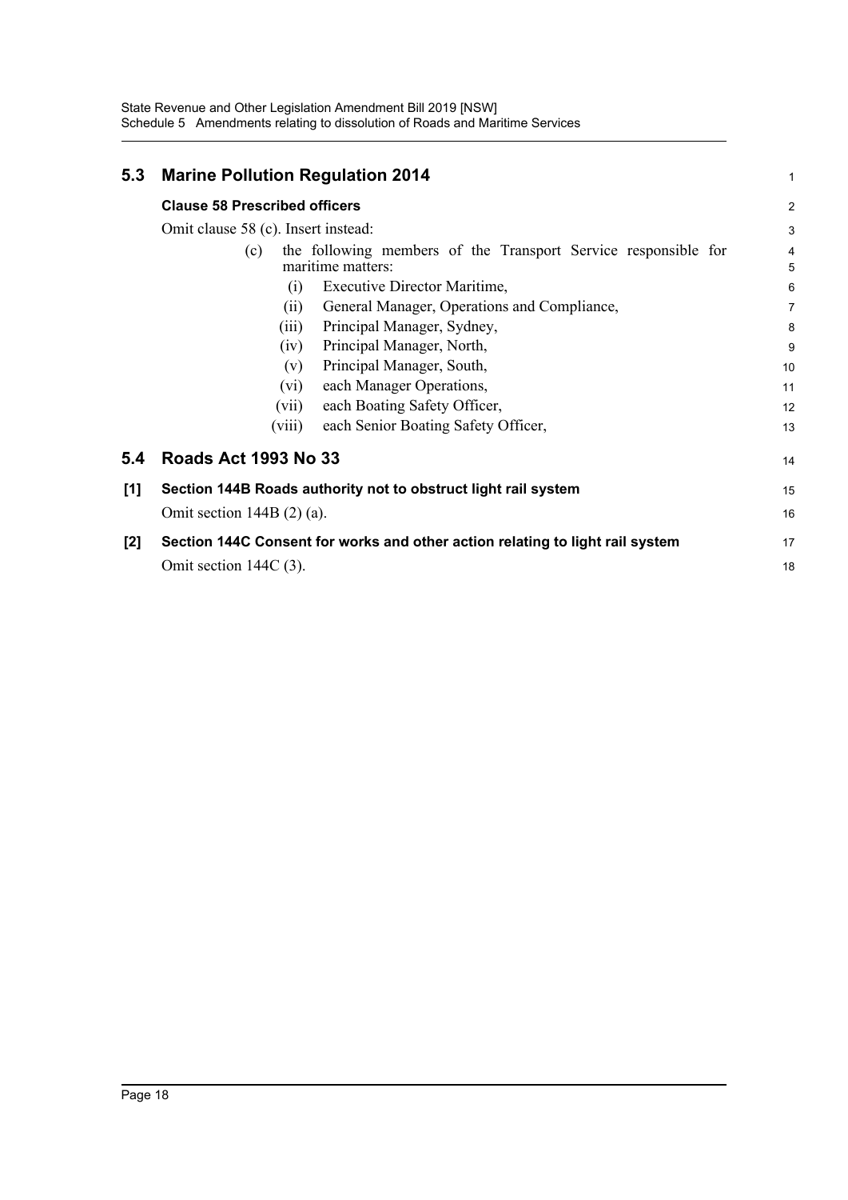## 5.3 Marine Pollution Regulation 2014

### Clause 58 Prescribed officers

Omit clause 58 (c). Insert instead:

(c) the following members of the Transport Service responsible for maritime matters:

- (i) Executive Director Maritime,
- (ii) General Manager, Operations and Compliance,
- (iii) Principal Manager, Sydney,
- (iv) Principal Manager, North,
- (v) Principal Manager, South,
- (vi) each Manager Operations,
- (vii) each Boating Safety Officer,
- (viii) each Senior Boating Safety Officer,

## 5.4 Roads Act 1993 No 33

### [1] Section 144B Roads authority not to obstruct light rail system

Omit section 144B (2) (a).

### [2] Section 144C Consent for works and other action relating to light rail system

Omit section 144C (3).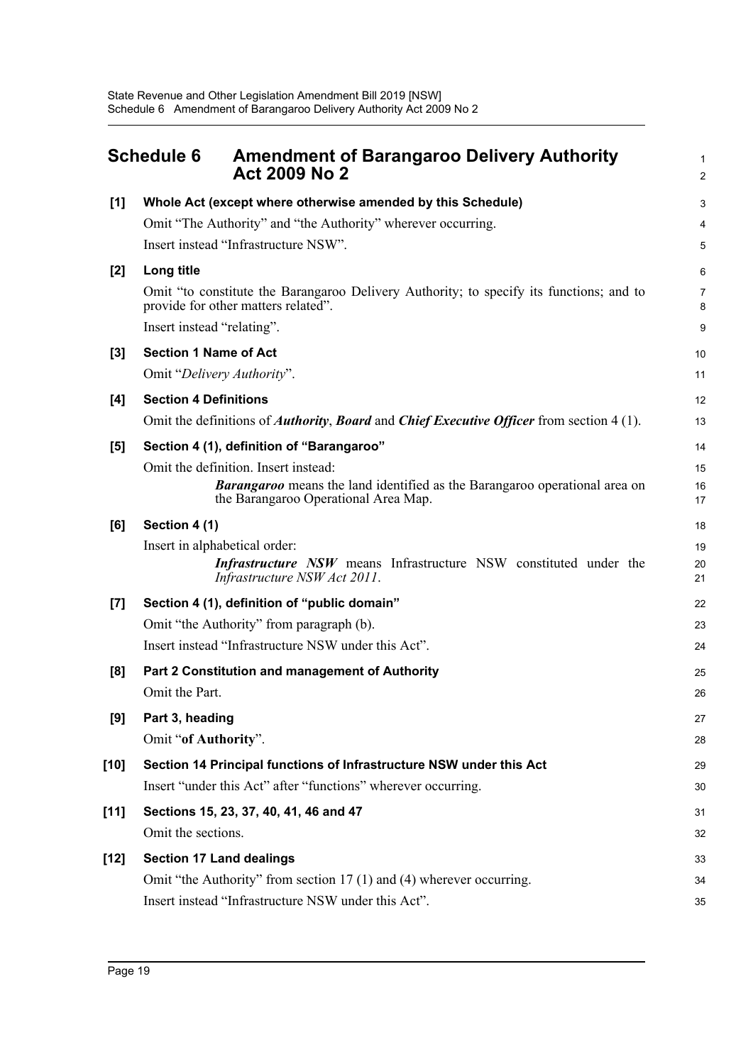## Schedule 6 Amendment of Barangaroo Delivery Authority Act 2009 No 2

**[1] Whole Act (except where otherwise amended by this Schedule)**

Omit "The Authority" and "the Authority" wherever occurring.

Insert instead "Infrastructure NSW".

**[2] Long title**

Omit "to constitute the Barangaroo Delivery Authority; to specify its functions; and to provide for other matters related".

Insert instead "relating".

**[3] Section 1 Name of Act**

Omit "*Delivery Authority*".

**[4] Section 4 Definitions**

Omit the definitions of ***Authority***, ***Board*** and ***Chief Executive Officer*** from section 4 (1).

**[5] Section 4 (1), definition of "Barangaroo"**

Omit the definition. Insert instead:

> ***Barangaroo*** means the land identified as the Barangaroo operational area on the Barangaroo Operational Area Map.

**[6] Section 4 (1)**

Insert in alphabetical order:

> ***Infrastructure NSW*** means Infrastructure NSW constituted under the *Infrastructure NSW Act 2011*.

**[7] Section 4 (1), definition of "public domain"**

Omit "the Authority" from paragraph (b).

Insert instead "Infrastructure NSW under this Act".

**[8] Part 2 Constitution and management of Authority**

Omit the Part.

**[9] Part 3, heading**

Omit "**of Authority**".

**[10] Section 14 Principal functions of Infrastructure NSW under this Act**

Insert "under this Act" after "functions" wherever occurring.

**[11] Sections 15, 23, 37, 40, 41, 46 and 47**

Omit the sections.

**[12] Section 17 Land dealings**

Omit "the Authority" from section 17 (1) and (4) wherever occurring.

Insert instead "Infrastructure NSW under this Act".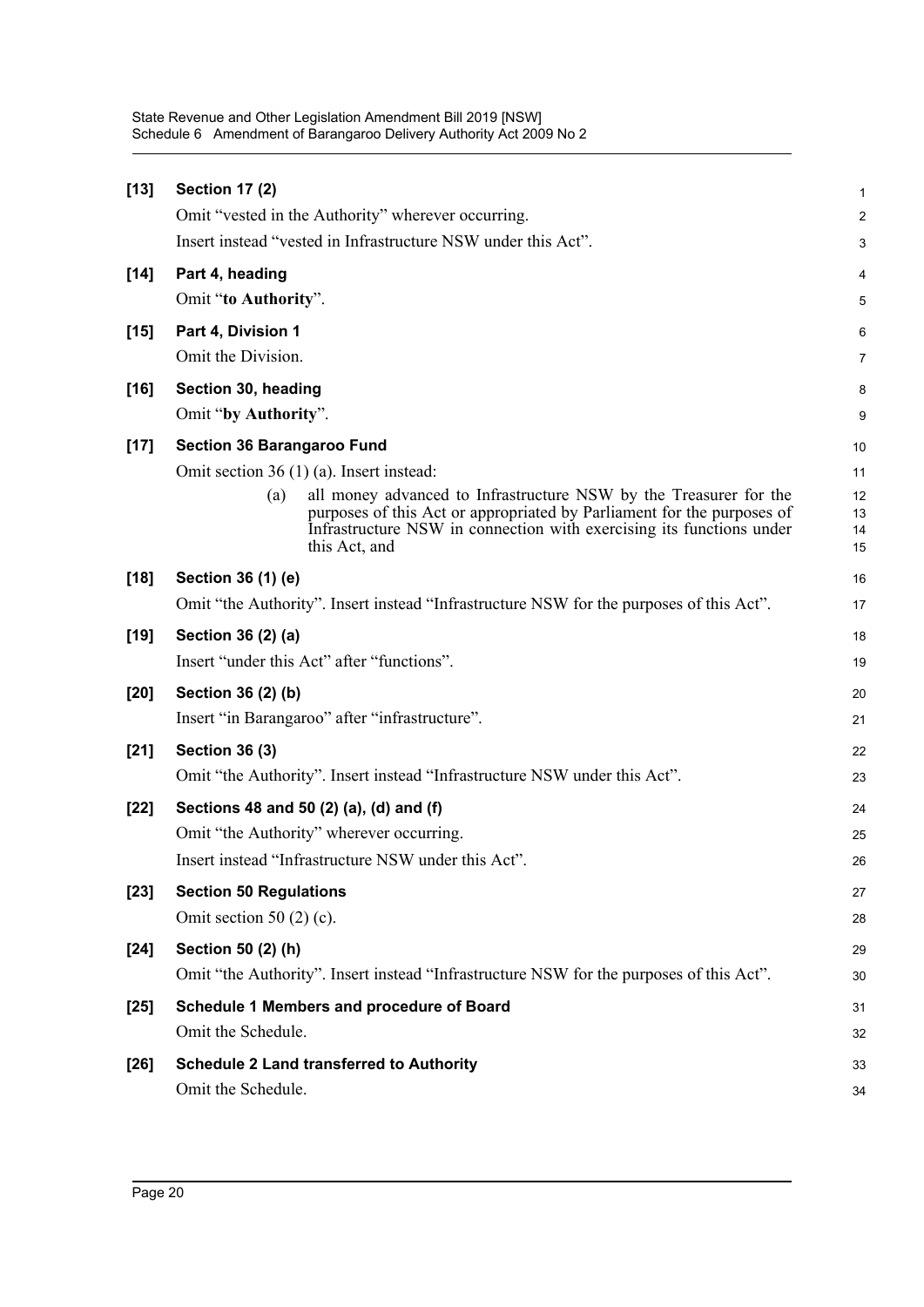**[13] Section 17 (2)**

Omit "vested in the Authority" wherever occurring.

Insert instead "vested in Infrastructure NSW under this Act".

**[14] Part 4, heading**

Omit "**to Authority**".

**[15] Part 4, Division 1**

Omit the Division.

**[16] Section 30, heading**

Omit "**by Authority**".

**[17] Section 36 Barangaroo Fund**

Omit section 36 (1) (a). Insert instead:

(a) all money advanced to Infrastructure NSW by the Treasurer for the purposes of this Act or appropriated by Parliament for the purposes of Infrastructure NSW in connection with exercising its functions under this Act, and

**[18] Section 36 (1) (e)**

Omit "the Authority". Insert instead "Infrastructure NSW for the purposes of this Act".

**[19] Section 36 (2) (a)**

Insert "under this Act" after "functions".

**[20] Section 36 (2) (b)**

Insert "in Barangaroo" after "infrastructure".

**[21] Section 36 (3)**

Omit "the Authority". Insert instead "Infrastructure NSW under this Act".

**[22] Sections 48 and 50 (2) (a), (d) and (f)**

Omit "the Authority" wherever occurring.

Insert instead "Infrastructure NSW under this Act".

**[23] Section 50 Regulations**

Omit section 50 (2) (c).

**[24] Section 50 (2) (h)**

Omit "the Authority". Insert instead "Infrastructure NSW for the purposes of this Act".

**[25] Schedule 1 Members and procedure of Board**

Omit the Schedule.

**[26] Schedule 2 Land transferred to Authority**

Omit the Schedule.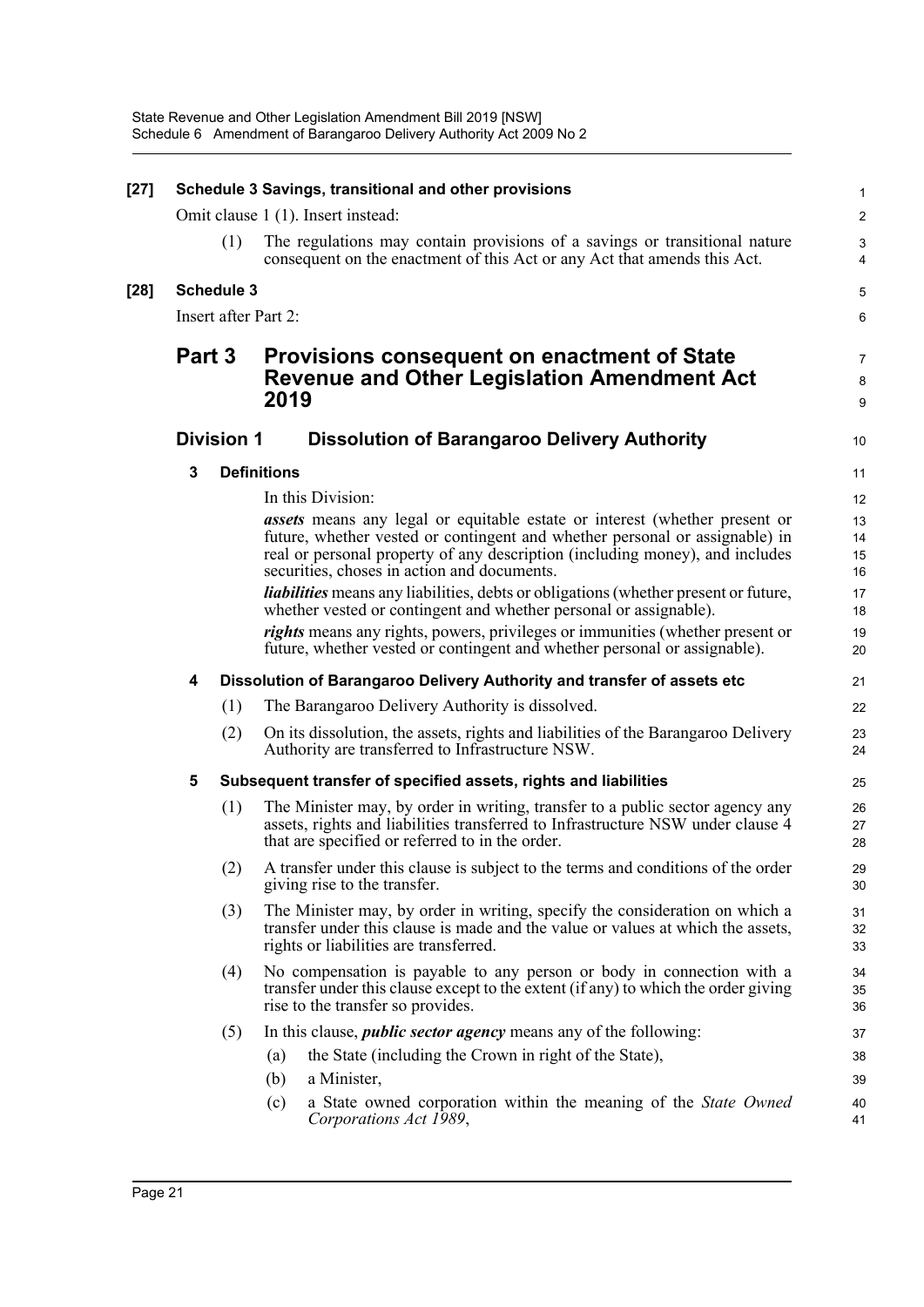**[27] Schedule 3 Savings, transitional and other provisions**

Omit clause 1 (1). Insert instead:

(1) The regulations may contain provisions of a savings or transitional nature consequent on the enactment of this Act or any Act that amends this Act.

**[28] Schedule 3**

Insert after Part 2:

## Part 3 Provisions consequent on enactment of State Revenue and Other Legislation Amendment Act 2019

### Division 1 Dissolution of Barangaroo Delivery Authority

**3 Definitions**

In this Division:

***assets*** means any legal or equitable estate or interest (whether present or future, whether vested or contingent and whether personal or assignable) in real or personal property of any description (including money), and includes securities, choses in action and documents.

***liabilities*** means any liabilities, debts or obligations (whether present or future, whether vested or contingent and whether personal or assignable).

***rights*** means any rights, powers, privileges or immunities (whether present or future, whether vested or contingent and whether personal or assignable).

**4 Dissolution of Barangaroo Delivery Authority and transfer of assets etc**

(1) The Barangaroo Delivery Authority is dissolved.

(2) On its dissolution, the assets, rights and liabilities of the Barangaroo Delivery Authority are transferred to Infrastructure NSW.

**5 Subsequent transfer of specified assets, rights and liabilities**

(1) The Minister may, by order in writing, transfer to a public sector agency any assets, rights and liabilities transferred to Infrastructure NSW under clause 4 that are specified or referred to in the order.

(2) A transfer under this clause is subject to the terms and conditions of the order giving rise to the transfer.

(3) The Minister may, by order in writing, specify the consideration on which a transfer under this clause is made and the value or values at which the assets, rights or liabilities are transferred.

(4) No compensation is payable to any person or body in connection with a transfer under this clause except to the extent (if any) to which the order giving rise to the transfer so provides.

(5) In this clause, ***public sector agency*** means any of the following:

(a) the State (including the Crown in right of the State),

(b) a Minister,

(c) a State owned corporation within the meaning of the *State Owned Corporations Act 1989*,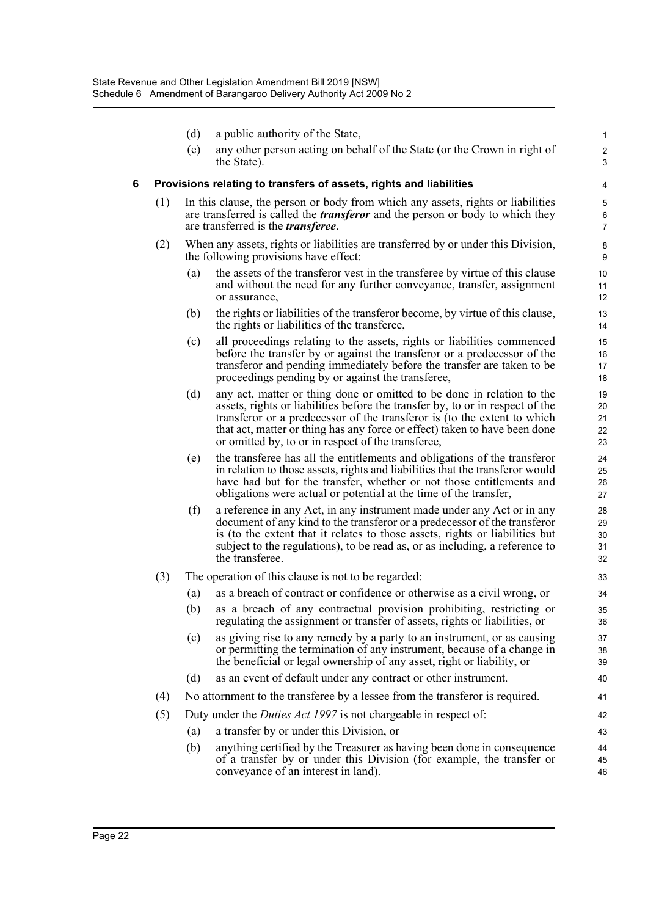(d) a public authority of the State,

(e) any other person acting on behalf of the State (or the Crown in right of the State).

**6 Provisions relating to transfers of assets, rights and liabilities**

(1) In this clause, the person or body from which any assets, rights or liabilities are transferred is called the ***transferor*** and the person or body to which they are transferred is the ***transferee***.

(2) When any assets, rights or liabilities are transferred by or under this Division, the following provisions have effect:

(a) the assets of the transferor vest in the transferee by virtue of this clause and without the need for any further conveyance, transfer, assignment or assurance,

(b) the rights or liabilities of the transferor become, by virtue of this clause, the rights or liabilities of the transferee,

(c) all proceedings relating to the assets, rights or liabilities commenced before the transfer by or against the transferor or a predecessor of the transferor and pending immediately before the transfer are taken to be proceedings pending by or against the transferee,

(d) any act, matter or thing done or omitted to be done in relation to the assets, rights or liabilities before the transfer by, to or in respect of the transferor or a predecessor of the transferor is (to the extent to which that act, matter or thing has any force or effect) taken to have been done or omitted by, to or in respect of the transferee,

(e) the transferee has all the entitlements and obligations of the transferor in relation to those assets, rights and liabilities that the transferor would have had but for the transfer, whether or not those entitlements and obligations were actual or potential at the time of the transfer,

(f) a reference in any Act, in any instrument made under any Act or in any document of any kind to the transferor or a predecessor of the transferor is (to the extent that it relates to those assets, rights or liabilities but subject to the regulations), to be read as, or as including, a reference to the transferee.

(3) The operation of this clause is not to be regarded:

(a) as a breach of contract or confidence or otherwise as a civil wrong, or

(b) as a breach of any contractual provision prohibiting, restricting or regulating the assignment or transfer of assets, rights or liabilities, or

(c) as giving rise to any remedy by a party to an instrument, or as causing or permitting the termination of any instrument, because of a change in the beneficial or legal ownership of any asset, right or liability, or

(d) as an event of default under any contract or other instrument.

(4) No attornment to the transferee by a lessee from the transferor is required.

(5) Duty under the *Duties Act 1997* is not chargeable in respect of:

(a) a transfer by or under this Division, or

(b) anything certified by the Treasurer as having been done in consequence of a transfer by or under this Division (for example, the transfer or conveyance of an interest in land).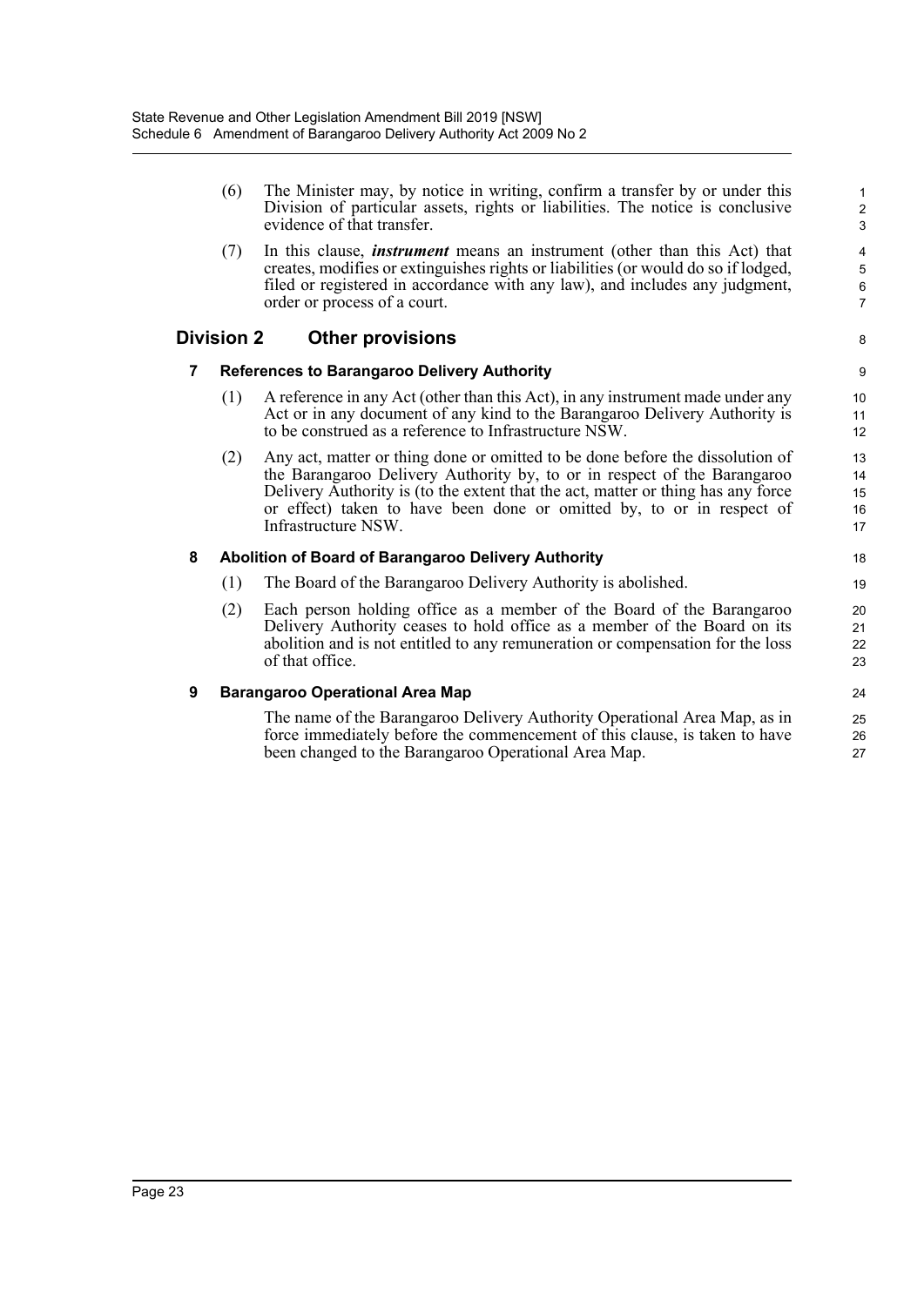(6) The Minister may, by notice in writing, confirm a transfer by or under this Division of particular assets, rights or liabilities. The notice is conclusive evidence of that transfer.

(7) In this clause, ***instrument*** means an instrument (other than this Act) that creates, modifies or extinguishes rights or liabilities (or would do so if lodged, filed or registered in accordance with any law), and includes any judgment, order or process of a court.

## Division 2 Other provisions

### 7 References to Barangaroo Delivery Authority

(1) A reference in any Act (other than this Act), in any instrument made under any Act or in any document of any kind to the Barangaroo Delivery Authority is to be construed as a reference to Infrastructure NSW.

(2) Any act, matter or thing done or omitted to be done before the dissolution of the Barangaroo Delivery Authority by, to or in respect of the Barangaroo Delivery Authority is (to the extent that the act, matter or thing has any force or effect) taken to have been done or omitted by, to or in respect of Infrastructure NSW.

### 8 Abolition of Board of Barangaroo Delivery Authority

(1) The Board of the Barangaroo Delivery Authority is abolished.

(2) Each person holding office as a member of the Board of the Barangaroo Delivery Authority ceases to hold office as a member of the Board on its abolition and is not entitled to any remuneration or compensation for the loss of that office.

### 9 Barangaroo Operational Area Map

The name of the Barangaroo Delivery Authority Operational Area Map, as in force immediately before the commencement of this clause, is taken to have been changed to the Barangaroo Operational Area Map.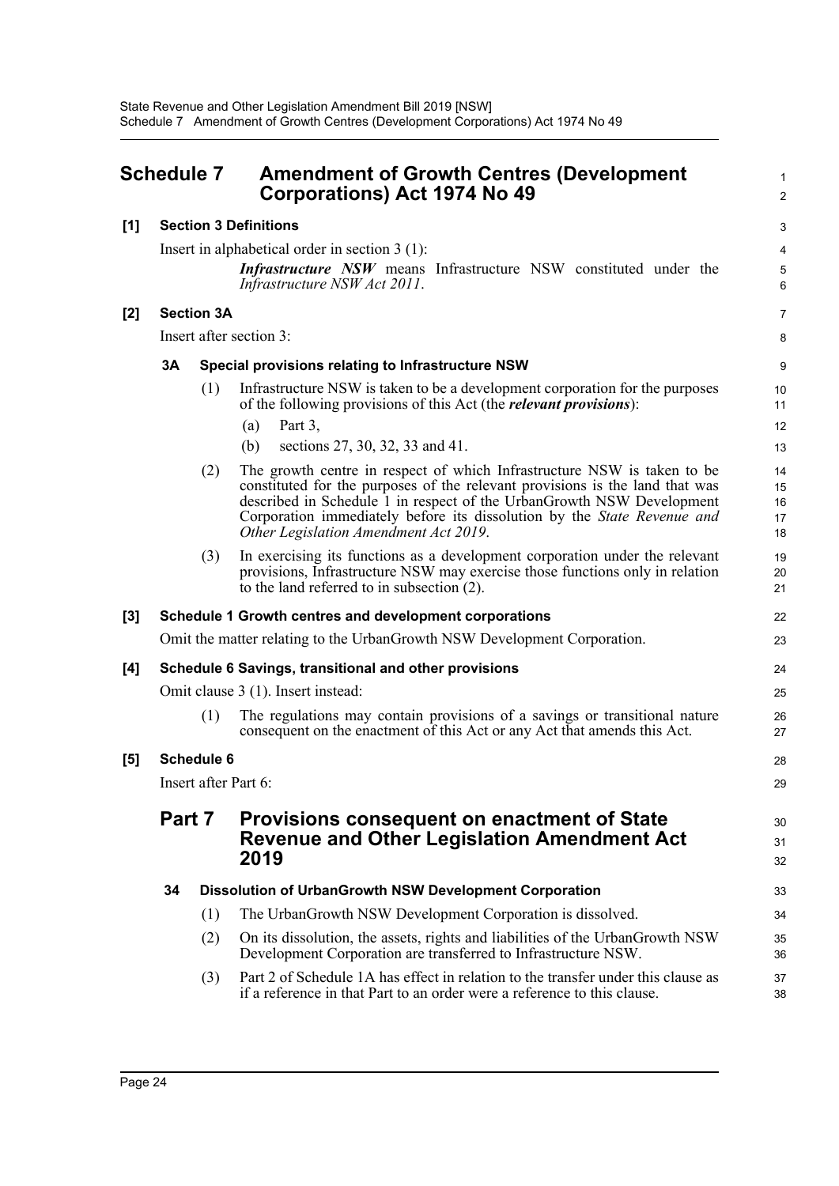# Schedule 7 Amendment of Growth Centres (Development Corporations) Act 1974 No 49

## [1] Section 3 Definitions

Insert in alphabetical order in section 3 (1):

> ***Infrastructure NSW*** means Infrastructure NSW constituted under the *Infrastructure NSW Act 2011*.

## [2] Section 3A

Insert after section 3:

### 3A Special provisions relating to Infrastructure NSW

(1) Infrastructure NSW is taken to be a development corporation for the purposes of the following provisions of this Act (the ***relevant provisions***):

(a) Part 3,

(b) sections 27, 30, 32, 33 and 41.

(2) The growth centre in respect of which Infrastructure NSW is taken to be constituted for the purposes of the relevant provisions is the land that was described in Schedule 1 in respect of the UrbanGrowth NSW Development Corporation immediately before its dissolution by the *State Revenue and Other Legislation Amendment Act 2019*.

(3) In exercising its functions as a development corporation under the relevant provisions, Infrastructure NSW may exercise those functions only in relation to the land referred to in subsection (2).

## [3] Schedule 1 Growth centres and development corporations

Omit the matter relating to the UrbanGrowth NSW Development Corporation.

## [4] Schedule 6 Savings, transitional and other provisions

Omit clause 3 (1). Insert instead:

(1) The regulations may contain provisions of a savings or transitional nature consequent on the enactment of this Act or any Act that amends this Act.

## [5] Schedule 6

Insert after Part 6:

## Part 7 Provisions consequent on enactment of State Revenue and Other Legislation Amendment Act 2019

### 34 Dissolution of UrbanGrowth NSW Development Corporation

(1) The UrbanGrowth NSW Development Corporation is dissolved.

(2) On its dissolution, the assets, rights and liabilities of the UrbanGrowth NSW Development Corporation are transferred to Infrastructure NSW.

(3) Part 2 of Schedule 1A has effect in relation to the transfer under this clause as if a reference in that Part to an order were a reference to this clause.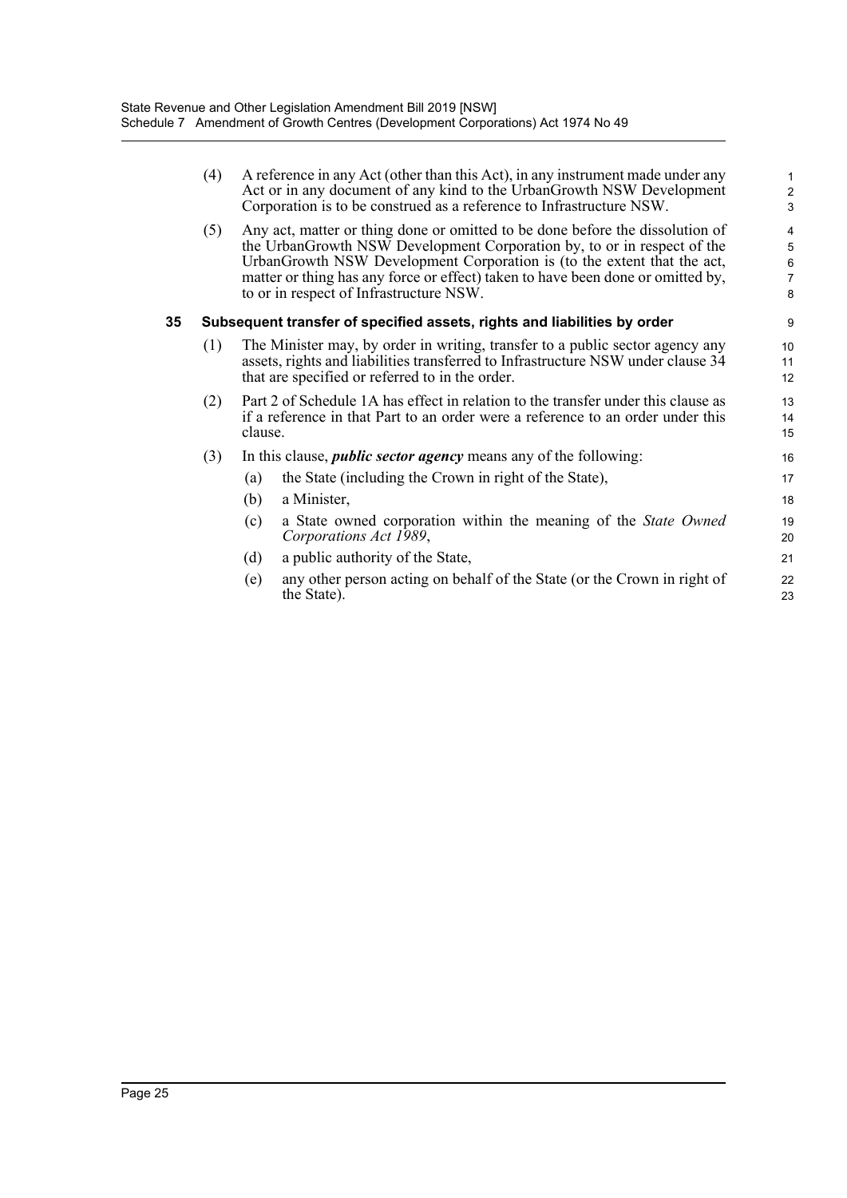(4) A reference in any Act (other than this Act), in any instrument made under any Act or in any document of any kind to the UrbanGrowth NSW Development Corporation is to be construed as a reference to Infrastructure NSW.

(5) Any act, matter or thing done or omitted to be done before the dissolution of the UrbanGrowth NSW Development Corporation by, to or in respect of the UrbanGrowth NSW Development Corporation is (to the extent that the act, matter or thing has any force or effect) taken to have been done or omitted by, to or in respect of Infrastructure NSW.

### 35 Subsequent transfer of specified assets, rights and liabilities by order

(1) The Minister may, by order in writing, transfer to a public sector agency any assets, rights and liabilities transferred to Infrastructure NSW under clause 34 that are specified or referred to in the order.

(2) Part 2 of Schedule 1A has effect in relation to the transfer under this clause as if a reference in that Part to an order were a reference to an order under this clause.

(3) In this clause, ***public sector agency*** means any of the following:

(a) the State (including the Crown in right of the State),

(b) a Minister,

(c) a State owned corporation within the meaning of the *State Owned Corporations Act 1989*,

(d) a public authority of the State,

(e) any other person acting on behalf of the State (or the Crown in right of the State).